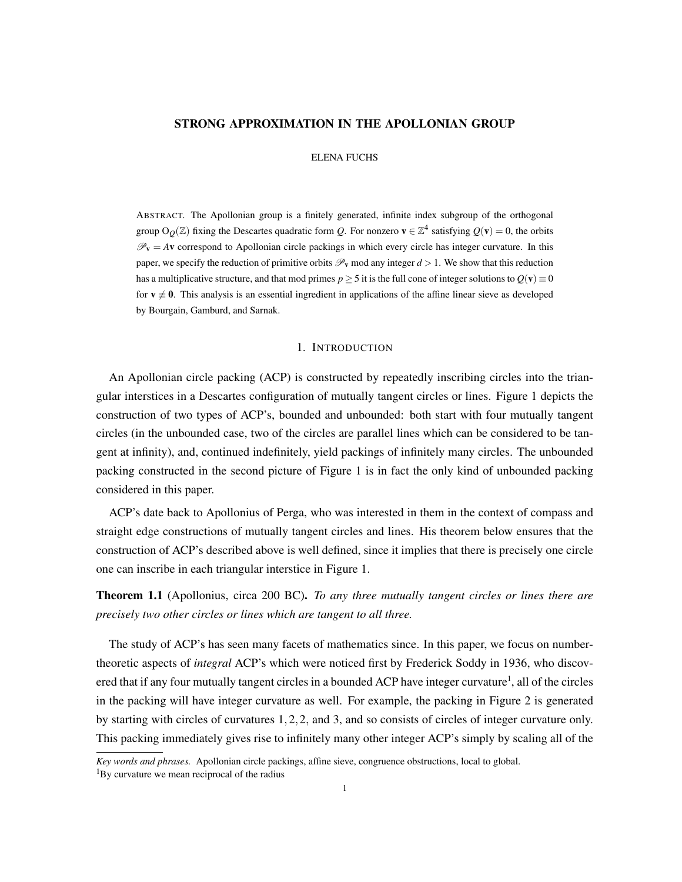# STRONG APPROXIMATION IN THE APOLLONIAN GROUP

ELENA FUCHS

ABSTRACT. The Apollonian group is a finitely generated, infinite index subgroup of the orthogonal group $\mathrm{O}_Q(\mathbb{Z})$ fixing the Descartes quadratic form $Q$. For nonzero $\mathbf{v} \in \mathbb{Z}^4$ satisfying $Q(\mathbf{v}) = 0$, the orbits $\mathscr{P}_{\mathbf{v}} = A\mathbf{v}$ correspond to Apollonian circle packings in which every circle has integer curvature. In this paper, we specify the reduction of primitive orbits $\mathscr{P}_{\mathbf{v}}$ mod any integer $d > 1$. We show that this reduction has a multiplicative structure, and that mod primes $p \geq 5$ it is the full cone of integer solutions to $Q(\mathbf{v}) \equiv 0$ for $\mathbf{v} \not\equiv \mathbf{0}$. This analysis is an essential ingredient in applications of the affine linear sieve as developed by Bourgain, Gamburd, and Sarnak.

## 1. INTRODUCTION

An Apollonian circle packing (ACP) is constructed by repeatedly inscribing circles into the triangular interstices in a Descartes configuration of mutually tangent circles or lines. Figure 1 depicts the construction of two types of ACP's, bounded and unbounded: both start with four mutually tangent circles (in the unbounded case, two of the circles are parallel lines which can be considered to be tangent at infinity), and, continued indefinitely, yield packings of infinitely many circles. The unbounded packing constructed in the second picture of Figure 1 is in fact the only kind of unbounded packing considered in this paper.

ACP's date back to Apollonius of Perga, who was interested in them in the context of compass and straight edge constructions of mutually tangent circles and lines. His theorem below ensures that the construction of ACP's described above is well defined, since it implies that there is precisely one circle one can inscribe in each triangular interstice in Figure 1.

**Theorem 1.1** (Apollonius, circa 200 BC). *To any three mutually tangent circles or lines there are precisely two other circles or lines which are tangent to all three.*

The study of ACP's has seen many facets of mathematics since. In this paper, we focus on number-theoretic aspects of *integral* ACP's which were noticed first by Frederick Soddy in 1936, who discovered that if any four mutually tangent circles in a bounded ACP have integer curvature[1], all of the circles in the packing will have integer curvature as well. For example, the packing in Figure 2 is generated by starting with circles of curvatures $1, 2, 2$, and $3$, and so consists of circles of integer curvature only. This packing immediately gives rise to infinitely many other integer ACP's simply by scaling all of the

*Key words and phrases.* Apollonian circle packings, affine sieve, congruence obstructions, local to global.

[1]By curvature we mean reciprocal of the radius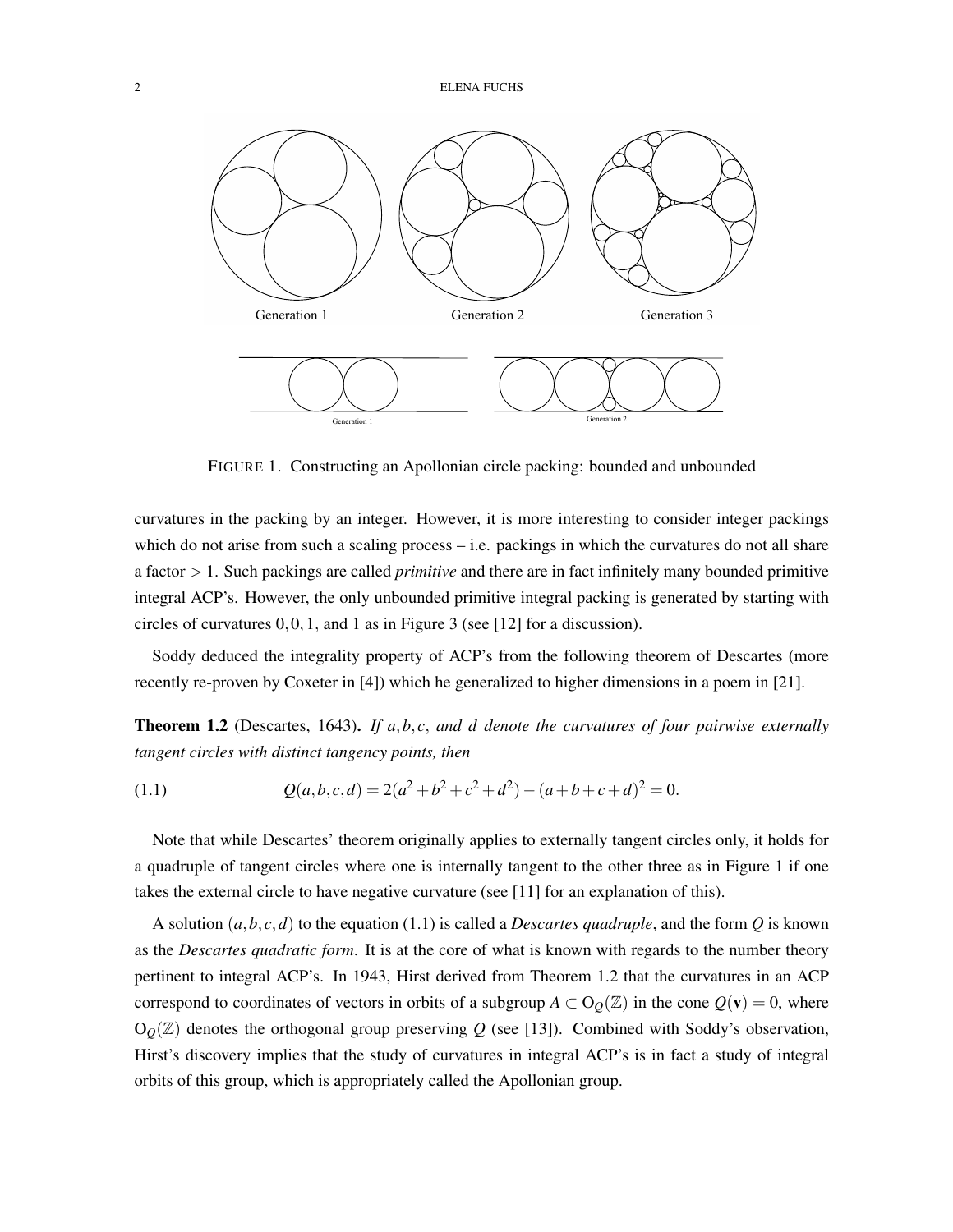Generation 1 Generation 2 Generation 3

Generation 1 Generation 2

FIGURE 1. Constructing an Apollonian circle packing: bounded and unbounded

curvatures in the packing by an integer. However, it is more interesting to consider integer packings which do not arise from such a scaling process – i.e. packings in which the curvatures do not all share a factor $> 1$. Such packings are called *primitive* and there are in fact infinitely many bounded primitive integral ACP's. However, the only unbounded primitive integral packing is generated by starting with circles of curvatures $0, 0, 1$, and $1$ as in Figure 3 (see [12] for a discussion).

Soddy deduced the integrality property of ACP's from the following theorem of Descartes (more recently re-proven by Coxeter in [4]) which he generalized to higher dimensions in a poem in [21].

**Theorem 1.2** (Descartes, 1643)**.** *If $a, b, c$, and $d$ denote the curvatures of four pairwise externally tangent circles with distinct tangency points, then*

$$Q(a,b,c,d) = 2(a^2+b^2+c^2+d^2) - (a+b+c+d)^2 = 0. \tag{1.1}$$

Note that while Descartes' theorem originally applies to externally tangent circles only, it holds for a quadruple of tangent circles where one is internally tangent to the other three as in Figure 1 if one takes the external circle to have negative curvature (see [11] for an explanation of this).

A solution $(a, b, c, d)$ to the equation (1.1) is called a *Descartes quadruple*, and the form $Q$ is known as the *Descartes quadratic form*. It is at the core of what is known with regards to the number theory pertinent to integral ACP's. In 1943, Hirst derived from Theorem 1.2 that the curvatures in an ACP correspond to coordinates of vectors in orbits of a subgroup $A \subset \mathrm{O}_Q(\mathbb{Z})$ in the cone $Q(\mathbf{v}) = 0$, where $\mathrm{O}_Q(\mathbb{Z})$ denotes the orthogonal group preserving $Q$ (see [13]). Combined with Soddy's observation, Hirst's discovery implies that the study of curvatures in integral ACP's is in fact a study of integral orbits of this group, which is appropriately called the Apollonian group.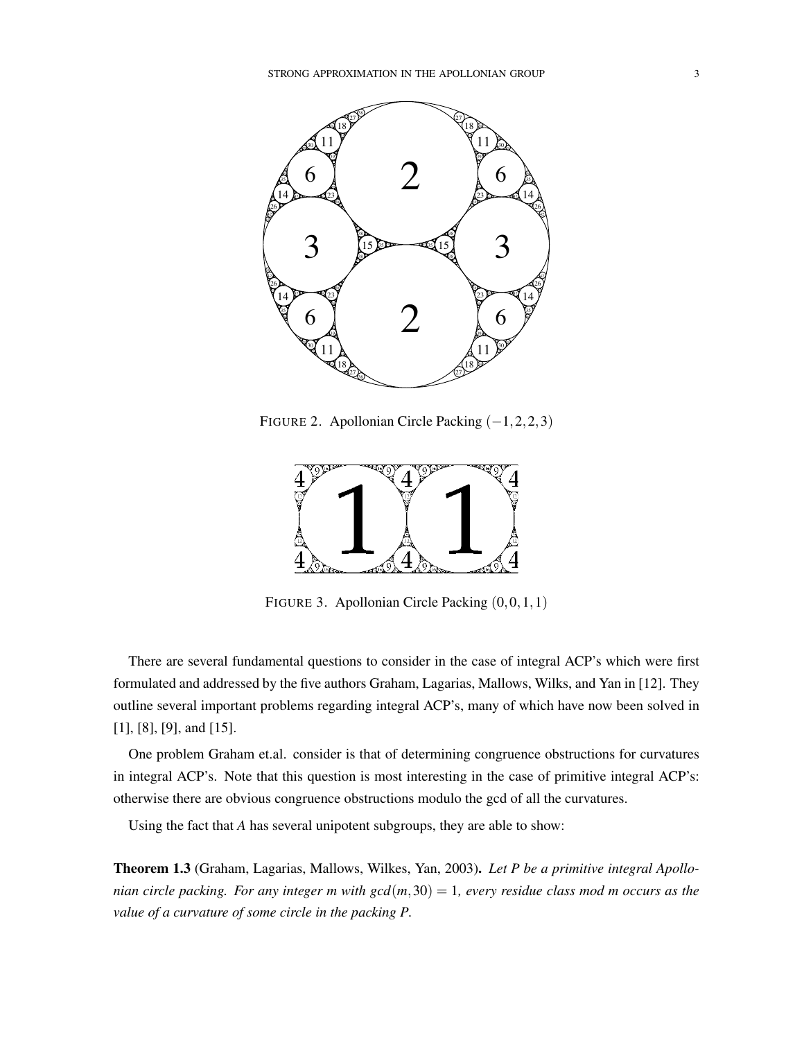FIGURE 2. Apollonian Circle Packing $(-1,2,2,3)$

FIGURE 3. Apollonian Circle Packing $(0,0,1,1)$

There are several fundamental questions to consider in the case of integral ACP's which were first formulated and addressed by the five authors Graham, Lagarias, Mallows, Wilks, and Yan in [12]. They outline several important problems regarding integral ACP's, many of which have now been solved in [1], [8], [9], and [15].

One problem Graham et.al. consider is that of determining congruence obstructions for curvatures in integral ACP's. Note that this question is most interesting in the case of primitive integral ACP's: otherwise there are obvious congruence obstructions modulo the gcd of all the curvatures.

Using the fact that $A$ has several unipotent subgroups, they are able to show:

**Theorem 1.3** (Graham, Lagarias, Mallows, Wilkes, Yan, 2003)**.** *Let $P$ be a primitive integral Apollonian circle packing. For any integer $m$ with $gcd(m,30) = 1$, every residue class mod $m$ occurs as the value of a curvature of some circle in the packing $P$.*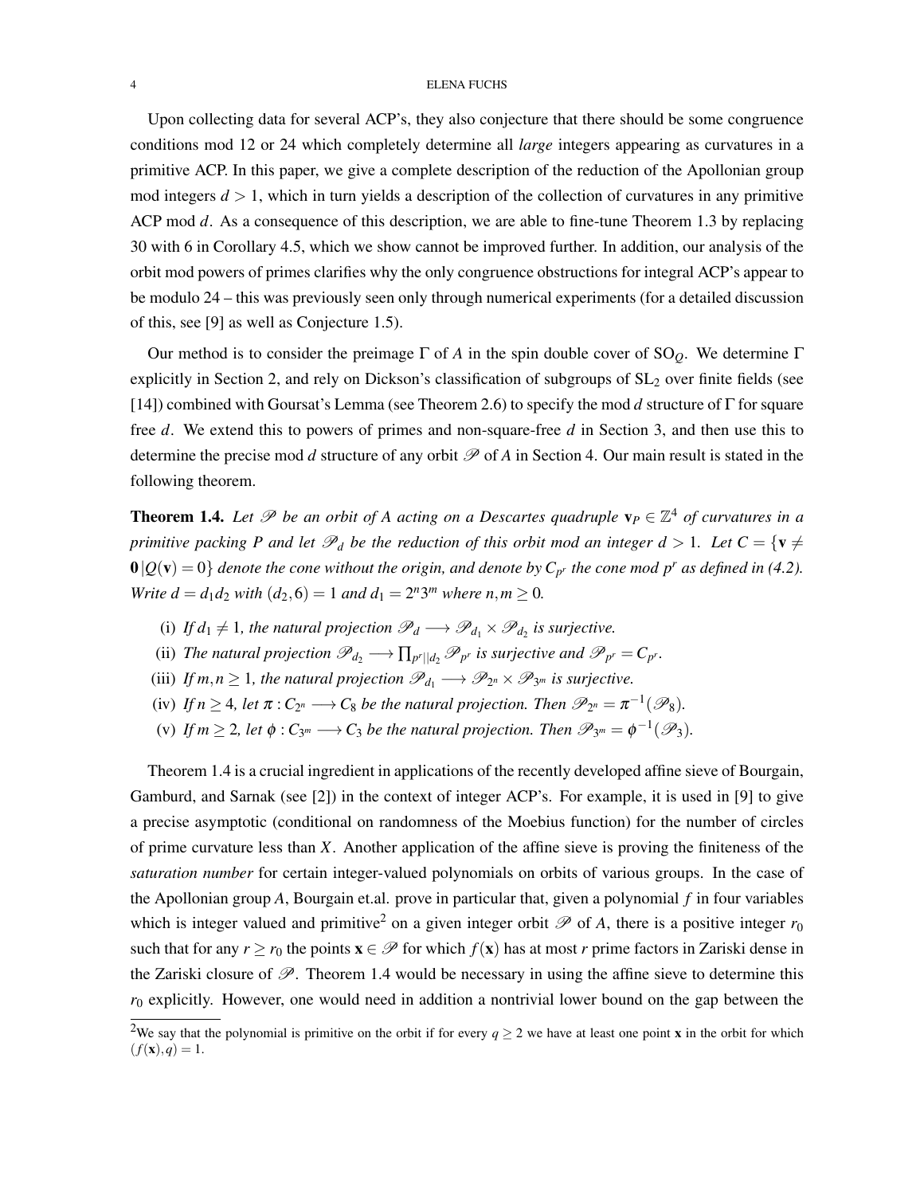Upon collecting data for several ACP's, they also conjecture that there should be some congruence conditions mod 12 or 24 which completely determine all *large* integers appearing as curvatures in a primitive ACP. In this paper, we give a complete description of the reduction of the Apollonian group mod integers $d > 1$, which in turn yields a description of the collection of curvatures in any primitive ACP mod $d$. As a consequence of this description, we are able to fine-tune Theorem 1.3 by replacing 30 with 6 in Corollary 4.5, which we show cannot be improved further. In addition, our analysis of the orbit mod powers of primes clarifies why the only congruence obstructions for integral ACP's appear to be modulo 24 – this was previously seen only through numerical experiments (for a detailed discussion of this, see [9] as well as Conjecture 1.5).

Our method is to consider the preimage $\Gamma$ of $A$ in the spin double cover of $\mathrm{SO}_Q$. We determine $\Gamma$ explicitly in Section 2, and rely on Dickson's classification of subgroups of $\mathrm{SL}_2$ over finite fields (see [14]) combined with Goursat's Lemma (see Theorem 2.6) to specify the mod $d$ structure of $\Gamma$ for square free $d$. We extend this to powers of primes and non-square-free $d$ in Section 3, and then use this to determine the precise mod $d$ structure of any orbit $\mathscr{P}$ of $A$ in Section 4. Our main result is stated in the following theorem.

**Theorem 1.4.** *Let $\mathscr{P}$ be an orbit of $A$ acting on a Descartes quadruple $\mathbf{v}_P \in \mathbb{Z}^4$ of curvatures in a primitive packing $P$ and let $\mathscr{P}_d$ be the reduction of this orbit mod an integer $d > 1$. Let $C = \{\mathbf{v} \neq \mathbf{0} \,|\, Q(\mathbf{v}) = 0\}$ denote the cone without the origin, and denote by $C_{p^r}$ the cone mod $p^r$ as defined in (4.2). Write $d = d_1 d_2$ with $(d_2, 6) = 1$ and $d_1 = 2^n 3^m$ where $n, m \geq 0$.*

- (i) *If $d_1 \neq 1$, the natural projection $\mathscr{P}_d \longrightarrow \mathscr{P}_{d_1} \times \mathscr{P}_{d_2}$ is surjective.*
- (ii) *The natural projection $\mathscr{P}_{d_2} \longrightarrow \prod_{p^r || d_2} \mathscr{P}_{p^r}$ is surjective and $\mathscr{P}_{p^r} = C_{p^r}$.*
- (iii) *If $m, n \geq 1$, the natural projection $\mathscr{P}_{d_1} \longrightarrow \mathscr{P}_{2^n} \times \mathscr{P}_{3^m}$ is surjective.*
- (iv) *If $n \geq 4$, let $\pi : C_{2^n} \longrightarrow C_8$ be the natural projection. Then $\mathscr{P}_{2^n} = \pi^{-1}(\mathscr{P}_8)$.*
- (v) *If $m \geq 2$, let $\phi : C_{3^m} \longrightarrow C_3$ be the natural projection. Then $\mathscr{P}_{3^m} = \phi^{-1}(\mathscr{P}_3)$.*

Theorem 1.4 is a crucial ingredient in applications of the recently developed affine sieve of Bourgain, Gamburd, and Sarnak (see [2]) in the context of integer ACP's. For example, it is used in [9] to give a precise asymptotic (conditional on randomness of the Moebius function) for the number of circles of prime curvature less than $X$. Another application of the affine sieve is proving the finiteness of the *saturation number* for certain integer-valued polynomials on orbits of various groups. In the case of the Apollonian group $A$, Bourgain et.al. prove in particular that, given a polynomial $f$ in four variables which is integer valued and primitive[2] on a given integer orbit $\mathscr{P}$ of $A$, there is a positive integer $r_0$ such that for any $r \geq r_0$ the points $\mathbf{x} \in \mathscr{P}$ for which $f(\mathbf{x})$ has at most $r$ prime factors in Zariski dense in the Zariski closure of $\mathscr{P}$. Theorem 1.4 would be necessary in using the affine sieve to determine this $r_0$ explicitly. However, one would need in addition a nontrivial lower bound on the gap between the

[2]We say that the polynomial is primitive on the orbit if for every $q \geq 2$ we have at least one point $\mathbf{x}$ in the orbit for which $(f(\mathbf{x}), q) = 1$.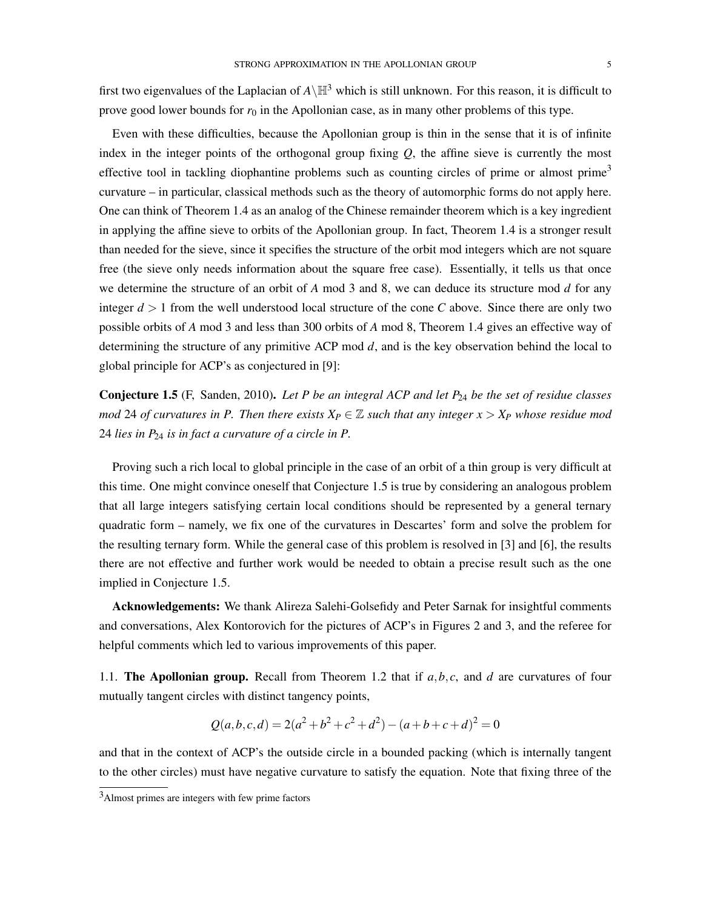first two eigenvalues of the Laplacian of $A\backslash\mathbb{H}^3$ which is still unknown. For this reason, it is difficult to prove good lower bounds for $r_0$ in the Apollonian case, as in many other problems of this type.

Even with these difficulties, because the Apollonian group is thin in the sense that it is of infinite index in the integer points of the orthogonal group fixing $Q$, the affine sieve is currently the most effective tool in tackling diophantine problems such as counting circles of prime or almost prime[3] curvature – in particular, classical methods such as the theory of automorphic forms do not apply here. One can think of Theorem 1.4 as an analog of the Chinese remainder theorem which is a key ingredient in applying the affine sieve to orbits of the Apollonian group. In fact, Theorem 1.4 is a stronger result than needed for the sieve, since it specifies the structure of the orbit mod integers which are not square free (the sieve only needs information about the square free case). Essentially, it tells us that once we determine the structure of an orbit of $A$ mod 3 and 8, we can deduce its structure mod $d$ for any integer $d > 1$ from the well understood local structure of the cone $C$ above. Since there are only two possible orbits of $A$ mod 3 and less than 300 orbits of $A$ mod 8, Theorem 1.4 gives an effective way of determining the structure of any primitive ACP mod $d$, and is the key observation behind the local to global principle for ACP's as conjectured in [9]:

**Conjecture 1.5** (F, Sanden, 2010). *Let $P$ be an integral ACP and let $P_{24}$ be the set of residue classes mod 24 of curvatures in $P$. Then there exists $X_P \in \mathbb{Z}$ such that any integer $x > X_P$ whose residue mod 24 lies in $P_{24}$ is in fact a curvature of a circle in $P$.*

Proving such a rich local to global principle in the case of an orbit of a thin group is very difficult at this time. One might convince oneself that Conjecture 1.5 is true by considering an analogous problem that all large integers satisfying certain local conditions should be represented by a general ternary quadratic form – namely, we fix one of the curvatures in Descartes' form and solve the problem for the resulting ternary form. While the general case of this problem is resolved in [3] and [6], the results there are not effective and further work would be needed to obtain a precise result such as the one implied in Conjecture 1.5.

**Acknowledgements:** We thank Alireza Salehi-Golsefidy and Peter Sarnak for insightful comments and conversations, Alex Kontorovich for the pictures of ACP's in Figures 2 and 3, and the referee for helpful comments which led to various improvements of this paper.

### 1.1. The Apollonian group.

Recall from Theorem 1.2 that if $a, b, c$, and $d$ are curvatures of four mutually tangent circles with distinct tangency points,

$$Q(a,b,c,d) = 2(a^2+b^2+c^2+d^2) - (a+b+c+d)^2 = 0$$

and that in the context of ACP's the outside circle in a bounded packing (which is internally tangent to the other circles) must have negative curvature to satisfy the equation. Note that fixing three of the

[3] Almost primes are integers with few prime factors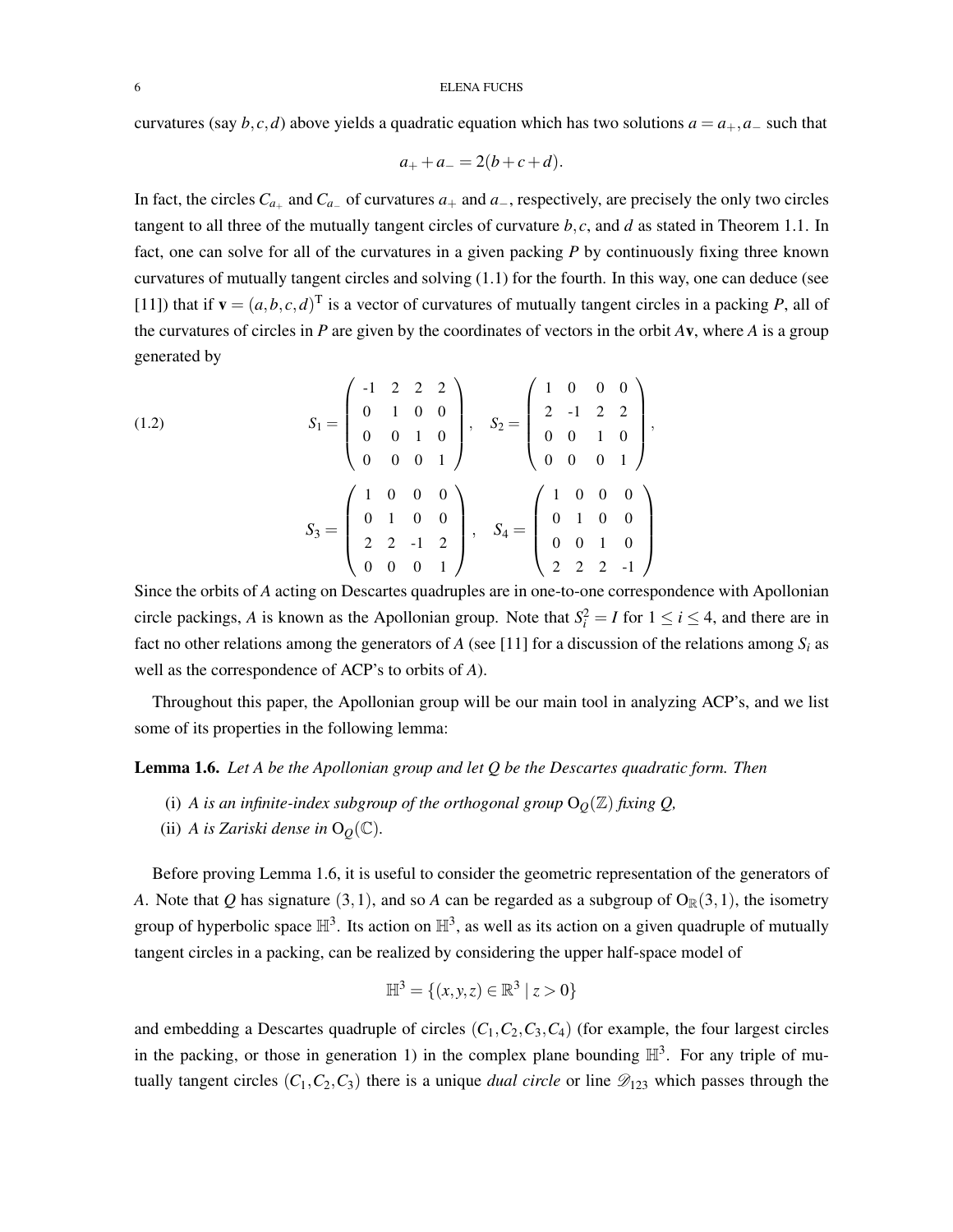curvatures (say $b, c, d$) above yields a quadratic equation which has two solutions $a = a_+, a_-$ such that

$$a_+ + a_- = 2(b+c+d).$$

In fact, the circles $C_{a_+}$ and $C_{a_-}$ of curvatures $a_+$ and $a_-$, respectively, are precisely the only two circles tangent to all three of the mutually tangent circles of curvature $b, c$, and $d$ as stated in Theorem 1.1. In fact, one can solve for all of the curvatures in a given packing $P$ by continuously fixing three known curvatures of mutually tangent circles and solving (1.1) for the fourth. In this way, one can deduce (see [11]) that if $\mathbf{v} = (a,b,c,d)^{\mathrm{T}}$ is a vector of curvatures of mutually tangent circles in a packing $P$, all of the curvatures of circles in $P$ are given by the coordinates of vectors in the orbit $A\mathbf{v}$, where $A$ is a group generated by

$$S_1 = \begin{pmatrix} -1 & 2 & 2 & 2 \\ 0 & 1 & 0 & 0 \\ 0 & 0 & 1 & 0 \\ 0 & 0 & 0 & 1 \end{pmatrix}, \quad S_2 = \begin{pmatrix} 1 & 0 & 0 & 0 \\ 2 & -1 & 2 & 2 \\ 0 & 0 & 1 & 0 \\ 0 & 0 & 0 & 1 \end{pmatrix}, \tag{1.2}$$

$$S_3 = \begin{pmatrix} 1 & 0 & 0 & 0 \\ 0 & 1 & 0 & 0 \\ 2 & 2 & -1 & 2 \\ 0 & 0 & 0 & 1 \end{pmatrix}, \quad S_4 = \begin{pmatrix} 1 & 0 & 0 & 0 \\ 0 & 1 & 0 & 0 \\ 0 & 0 & 1 & 0 \\ 2 & 2 & 2 & -1 \end{pmatrix}$$

Since the orbits of $A$ acting on Descartes quadruples are in one-to-one correspondence with Apollonian circle packings, $A$ is known as the Apollonian group. Note that $S_i^2 = I$ for $1 \leq i \leq 4$, and there are in fact no other relations among the generators of $A$ (see [11] for a discussion of the relations among $S_i$ as well as the correspondence of ACP's to orbits of $A$).

Throughout this paper, the Apollonian group will be our main tool in analyzing ACP's, and we list some of its properties in the following lemma:

**Lemma 1.6.** *Let $A$ be the Apollonian group and let $Q$ be the Descartes quadratic form. Then*

(i) *$A$ is an infinite-index subgroup of the orthogonal group $\mathrm{O}_Q(\mathbb{Z})$ fixing $Q$,*

(ii) *$A$ is Zariski dense in $\mathrm{O}_Q(\mathbb{C})$.*

Before proving Lemma 1.6, it is useful to consider the geometric representation of the generators of $A$. Note that $Q$ has signature $(3,1)$, and so $A$ can be regarded as a subgroup of $\mathrm{O}_{\mathbb{R}}(3,1)$, the isometry group of hyperbolic space $\mathbb{H}^3$. Its action on $\mathbb{H}^3$, as well as its action on a given quadruple of mutually tangent circles in a packing, can be realized by considering the upper half-space model of

$$\mathbb{H}^3 = \{(x,y,z) \in \mathbb{R}^3 \mid z > 0\}$$

and embedding a Descartes quadruple of circles $(C_1, C_2, C_3, C_4)$ (for example, the four largest circles in the packing, or those in generation 1) in the complex plane bounding $\mathbb{H}^3$. For any triple of mutually tangent circles $(C_1, C_2, C_3)$ there is a unique *dual circle* or line $\mathscr{D}_{123}$ which passes through the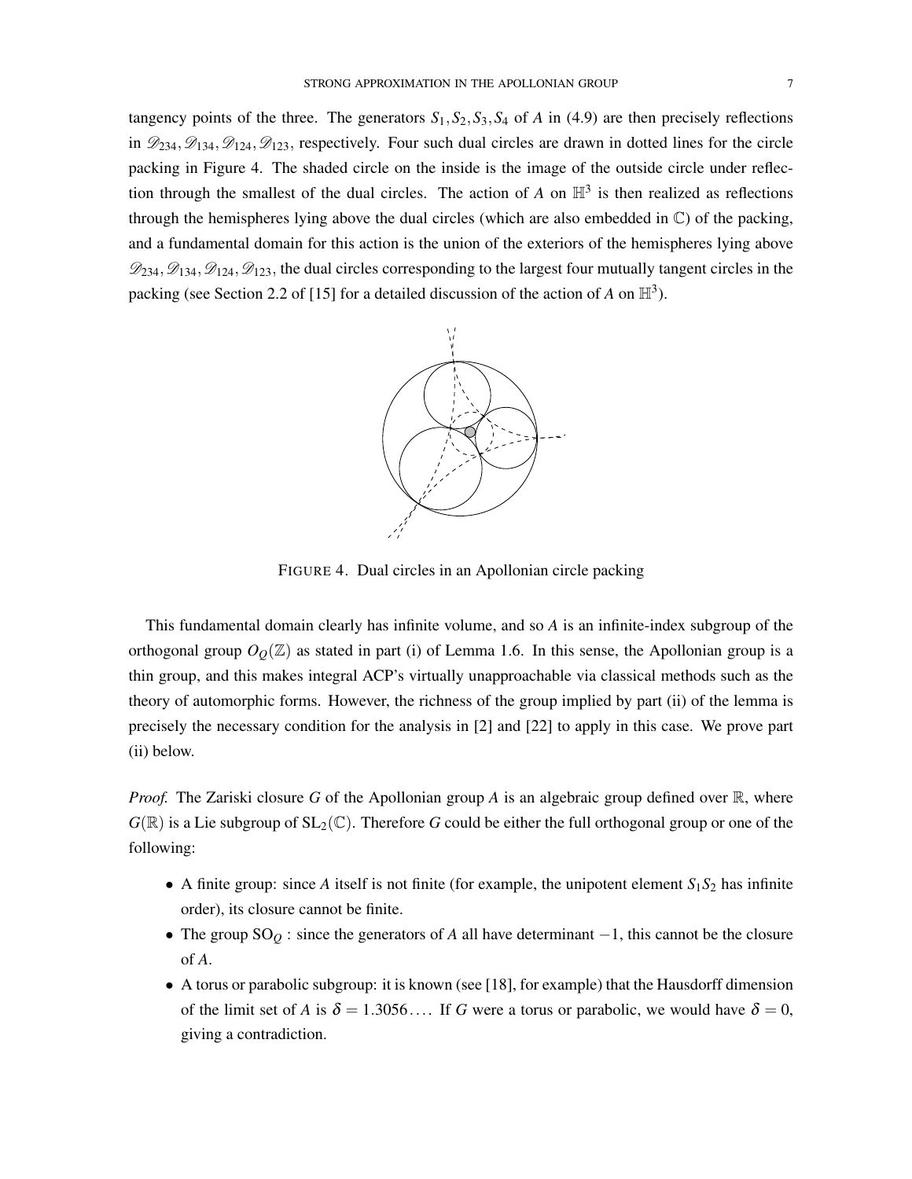tangency points of the three. The generators $S_1, S_2, S_3, S_4$ of $A$ in (4.9) are then precisely reflections in $\mathcal{D}_{234}, \mathcal{D}_{134}, \mathcal{D}_{124}, \mathcal{D}_{123}$, respectively. Four such dual circles are drawn in dotted lines for the circle packing in Figure 4. The shaded circle on the inside is the image of the outside circle under reflection through the smallest of the dual circles. The action of $A$ on $\mathbb{H}^3$ is then realized as reflections through the hemispheres lying above the dual circles (which are also embedded in $\mathbb{C}$) of the packing, and a fundamental domain for this action is the union of the exteriors of the hemispheres lying above $\mathcal{D}_{234}, \mathcal{D}_{134}, \mathcal{D}_{124}, \mathcal{D}_{123}$, the dual circles corresponding to the largest four mutually tangent circles in the packing (see Section 2.2 of [15] for a detailed discussion of the action of $A$ on $\mathbb{H}^3$).

FIGURE 4. Dual circles in an Apollonian circle packing

This fundamental domain clearly has infinite volume, and so $A$ is an infinite-index subgroup of the orthogonal group $O_Q(\mathbb{Z})$ as stated in part (i) of Lemma 1.6. In this sense, the Apollonian group is a thin group, and this makes integral ACP's virtually unapproachable via classical methods such as the theory of automorphic forms. However, the richness of the group implied by part (ii) of the lemma is precisely the necessary condition for the analysis in [2] and [22] to apply in this case. We prove part (ii) below.

*Proof.* The Zariski closure $G$ of the Apollonian group $A$ is an algebraic group defined over $\mathbb{R}$, where $G(\mathbb{R})$ is a Lie subgroup of $\mathrm{SL}_2(\mathbb{C})$. Therefore $G$ could be either the full orthogonal group or one of the following:

- A finite group: since $A$ itself is not finite (for example, the unipotent element $S_1S_2$ has infinite order), its closure cannot be finite.
- The group $\mathrm{SO}_Q$ : since the generators of $A$ all have determinant $-1$, this cannot be the closure of $A$.
- A torus or parabolic subgroup: it is known (see [18], for example) that the Hausdorff dimension of the limit set of $A$ is $\delta = 1.3056\ldots$. If $G$ were a torus or parabolic, we would have $\delta = 0$, giving a contradiction.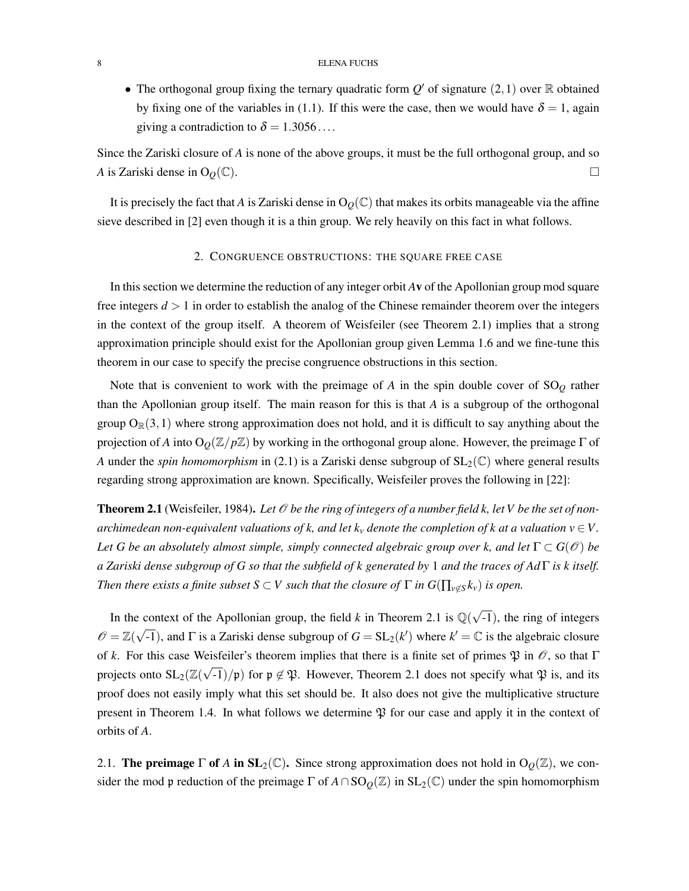- The orthogonal group fixing the ternary quadratic form $Q'$ of signature $(2,1)$ over $\mathbb{R}$ obtained by fixing one of the variables in (1.1). If this were the case, then we would have $\delta = 1$, again giving a contradiction to $\delta = 1.3056\ldots$.

Since the Zariski closure of $A$ is none of the above groups, it must be the full orthogonal group, and so $A$ is Zariski dense in $\mathrm{O}_Q(\mathbb{C})$. $\square$

It is precisely the fact that $A$ is Zariski dense in $\mathrm{O}_Q(\mathbb{C})$ that makes its orbits manageable via the affine sieve described in [2] even though it is a thin group. We rely heavily on this fact in what follows.

## 2. Congruence obstructions: the square free case

In this section we determine the reduction of any integer orbit $A\mathbf{v}$ of the Apollonian group mod square free integers $d > 1$ in order to establish the analog of the Chinese remainder theorem over the integers in the context of the group itself. A theorem of Weisfeiler (see Theorem 2.1) implies that a strong approximation principle should exist for the Apollonian group given Lemma 1.6 and we fine-tune this theorem in our case to specify the precise congruence obstructions in this section.

Note that is convenient to work with the preimage of $A$ in the spin double cover of $\mathrm{SO}_Q$ rather than the Apollonian group itself. The main reason for this is that $A$ is a subgroup of the orthogonal group $\mathrm{O}_{\mathbb{R}}(3,1)$ where strong approximation does not hold, and it is difficult to say anything about the projection of $A$ into $\mathrm{O}_Q(\mathbb{Z}/p\mathbb{Z})$ by working in the orthogonal group alone. However, the preimage $\Gamma$ of $A$ under the *spin homomorphism* in (2.1) is a Zariski dense subgroup of $\mathrm{SL}_2(\mathbb{C})$ where general results regarding strong approximation are known. Specifically, Weisfeiler proves the following in [22]:

**Theorem 2.1** (Weisfeiler, 1984). *Let $\mathscr{O}$ be the ring of integers of a number field $k$, let $V$ be the set of non-archimedean non-equivalent valuations of $k$, and let $k_v$ denote the completion of $k$ at a valuation $v \in V$. Let $G$ be an absolutely almost simple, simply connected algebraic group over $k$, and let $\Gamma \subset G(\mathscr{O})$ be a Zariski dense subgroup of $G$ so that the subfield of $k$ generated by* 1 *and the traces of $Ad\,\Gamma$ is $k$ itself. Then there exists a finite subset $S \subset V$ such that the closure of $\Gamma$ in $G(\prod_{v \notin S} k_v)$ is open.*

In the context of the Apollonian group, the field $k$ in Theorem 2.1 is $\mathbb{Q}(\sqrt{-1})$, the ring of integers $\mathscr{O} = \mathbb{Z}(\sqrt{-1})$, and $\Gamma$ is a Zariski dense subgroup of $G = \mathrm{SL}_2(k')$ where $k' = \mathbb{C}$ is the algebraic closure of $k$. For this case Weisfeiler's theorem implies that there is a finite set of primes $\mathfrak{P}$ in $\mathscr{O}$, so that $\Gamma$ projects onto $\mathrm{SL}_2(\mathbb{Z}(\sqrt{-1})/\mathfrak{p})$ for $\mathfrak{p} \notin \mathfrak{P}$. However, Theorem 2.1 does not specify what $\mathfrak{P}$ is, and its proof does not easily imply what this set should be. It also does not give the multiplicative structure present in Theorem 1.4. In what follows we determine $\mathfrak{P}$ for our case and apply it in the context of orbits of $A$.

### 2.1. The preimage $\Gamma$ of $A$ in $\mathrm{SL}_2(\mathbb{C})$.

Since strong approximation does not hold in $\mathrm{O}_Q(\mathbb{Z})$, we consider the mod $\mathfrak{p}$ reduction of the preimage $\Gamma$ of $A \cap \mathrm{SO}_Q(\mathbb{Z})$ in $\mathrm{SL}_2(\mathbb{C})$ under the spin homomorphism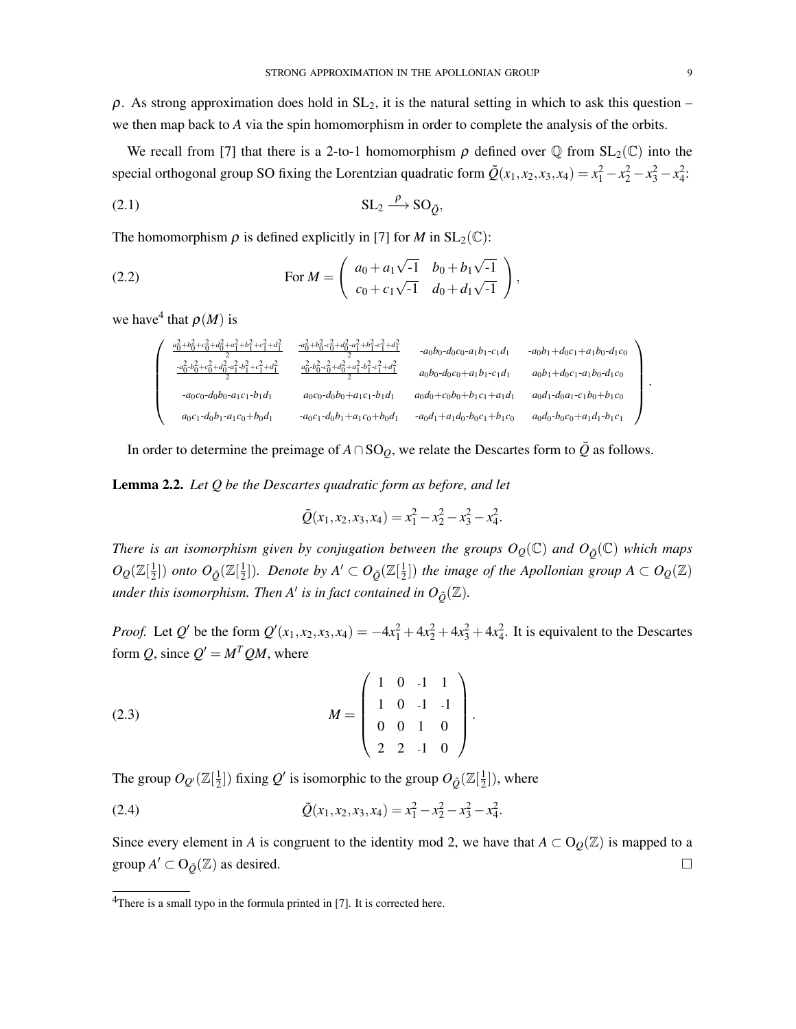$\rho$. As strong approximation does hold in $\mathrm{SL}_2$, it is the natural setting in which to ask this question – we then map back to $A$ via the spin homomorphism in order to complete the analysis of the orbits.

We recall from [7] that there is a 2-to-1 homomorphism $\rho$ defined over $\mathbb{Q}$ from $\mathrm{SL}_2(\mathbb{C})$ into the special orthogonal group SO fixing the Lorentzian quadratic form $\tilde{Q}(x_1,x_2,x_3,x_4) = x_1^2 - x_2^2 - x_3^2 - x_4^2$:

$$\mathrm{SL}_2 \xrightarrow{\rho} \mathrm{SO}_{\tilde{Q}}, \tag{2.1}$$

The homomorphism $\rho$ is defined explicitly in [7] for $M$ in $\mathrm{SL}_2(\mathbb{C})$:

$$\text{For } M = \begin{pmatrix} a_0 + a_1\sqrt{\text{-}1} & b_0 + b_1\sqrt{\text{-}1} \\ c_0 + c_1\sqrt{\text{-}1} & d_0 + d_1\sqrt{\text{-}1} \end{pmatrix}, \tag{2.2}$$

we have[4] that $\rho(M)$ is

$$\begin{pmatrix} \frac{a_0^2+b_0^2+c_0^2+d_0^2+a_1^2+b_1^2+c_1^2+d_1^2}{2} & \frac{-a_0^2+b_0^2-c_0^2+d_0^2-a_1^2+b_1^2-c_1^2+d_1^2}{2} & -a_0b_0-d_0c_0-a_1b_1-c_1d_1 & -a_0b_1+d_0c_1+a_1b_0-d_1c_0 \\ \frac{-a_0^2-b_0^2+c_0^2+d_0^2-a_1^2-b_1^2+c_1^2+d_1^2}{2} & \frac{a_0^2-b_0^2-c_0^2+d_0^2+a_1^2-b_1^2-c_1^2+d_1^2}{2} & a_0b_0-d_0c_0+a_1b_1-c_1d_1 & a_0b_1+d_0c_1-a_1b_0-d_1c_0 \\ -a_0c_0-d_0b_0-a_1c_1-b_1d_1 & a_0c_0-d_0b_0+a_1c_1-b_1d_1 & a_0d_0+c_0b_0+b_1c_1+a_1d_1 & a_0d_1-d_0a_1-c_1b_0+b_1c_0 \\ a_0c_1-d_0b_1-a_1c_0+b_0d_1 & -a_0c_1-d_0b_1+a_1c_0+b_0d_1 & -a_0d_1+a_1d_0-b_0c_1+b_1c_0 & a_0d_0-b_0c_0+a_1d_1-b_1c_1 \end{pmatrix}.$$

In order to determine the preimage of $A \cap \mathrm{SO}_Q$, we relate the Descartes form to $\tilde{Q}$ as follows.

**Lemma 2.2.** *Let $Q$ be the Descartes quadratic form as before, and let*

$$\tilde{Q}(x_1,x_2,x_3,x_4) = x_1^2 - x_2^2 - x_3^2 - x_4^2.$$

*There is an isomorphism given by conjugation between the groups $O_Q(\mathbb{C})$ and $O_{\tilde{Q}}(\mathbb{C})$ which maps $O_Q(\mathbb{Z}[\frac{1}{2}])$ onto $O_{\tilde{Q}}(\mathbb{Z}[\frac{1}{2}])$. Denote by $A' \subset O_{\tilde{Q}}(\mathbb{Z}[\frac{1}{2}])$ the image of the Apollonian group $A \subset O_Q(\mathbb{Z})$ under this isomorphism. Then $A'$ is in fact contained in $O_{\tilde{Q}}(\mathbb{Z})$.*

*Proof.* Let $Q'$ be the form $Q'(x_1,x_2,x_3,x_4) = -4x_1^2 + 4x_2^2 + 4x_3^2 + 4x_4^2$. It is equivalent to the Descartes form $Q$, since $Q' = M^TQM$, where

$$M = \begin{pmatrix} 1 & 0 & \text{-}1 & 1 \\ 1 & 0 & \text{-}1 & \text{-}1 \\ 0 & 0 & 1 & 0 \\ 2 & 2 & \text{-}1 & 0 \end{pmatrix}. \tag{2.3}$$

The group $O_{Q'}(\mathbb{Z}[\frac{1}{2}])$ fixing $Q'$ is isomorphic to the group $O_{\tilde{Q}}(\mathbb{Z}[\frac{1}{2}])$, where

$$\tilde{Q}(x_1,x_2,x_3,x_4) = x_1^2 - x_2^2 - x_3^2 - x_4^2. \tag{2.4}$$

Since every element in $A$ is congruent to the identity mod 2, we have that $A \subset \mathrm{O}_Q(\mathbb{Z})$ is mapped to a group $A' \subset \mathrm{O}_{\tilde{Q}}(\mathbb{Z})$ as desired. $\square$

---

[4]There is a small typo in the formula printed in [7]. It is corrected here.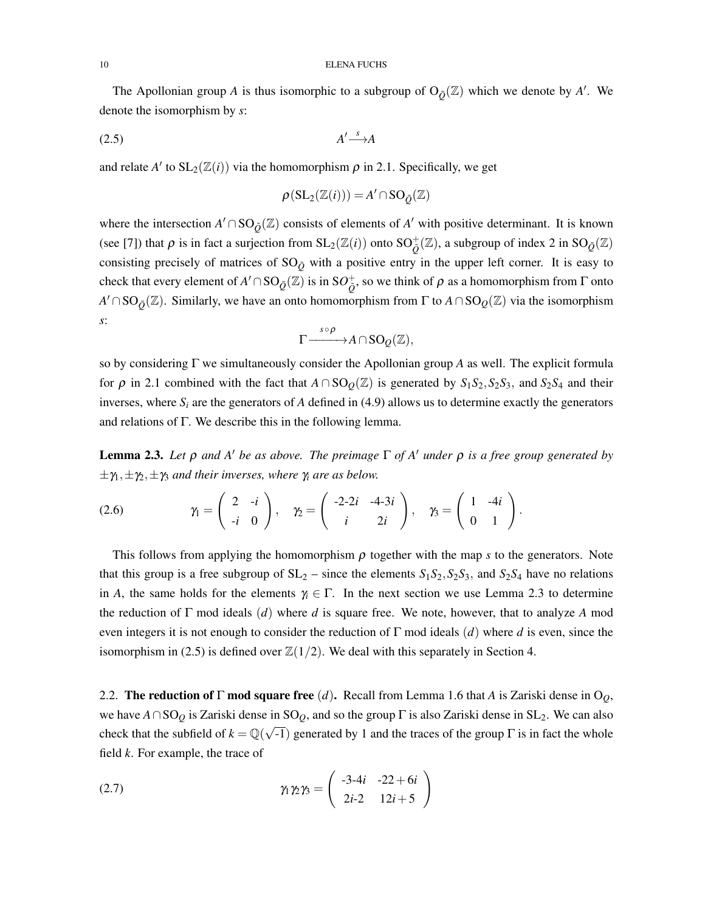The Apollonian group $A$ is thus isomorphic to a subgroup of $\mathrm{O}_{\tilde{Q}}(\mathbb{Z})$ which we denote by $A'$. We denote the isomorphism by $s$:

$$A' \xrightarrow{s} A \tag{2.5}$$

and relate $A'$ to $\mathrm{SL}_2(\mathbb{Z}(i))$ via the homomorphism $\rho$ in 2.1. Specifically, we get

$$\rho(\mathrm{SL}_2(\mathbb{Z}(i))) = A' \cap \mathrm{SO}_{\tilde{Q}}(\mathbb{Z})$$

where the intersection $A' \cap \mathrm{SO}_{\tilde{Q}}(\mathbb{Z})$ consists of elements of $A'$ with positive determinant. It is known (see [7]) that $\rho$ is in fact a surjection from $\mathrm{SL}_2(\mathbb{Z}(i))$ onto $\mathrm{SO}^+_{\tilde{Q}}(\mathbb{Z})$, a subgroup of index 2 in $\mathrm{SO}_{\tilde{Q}}(\mathbb{Z})$ consisting precisely of matrices of $\mathrm{SO}_{\tilde{Q}}$ with a positive entry in the upper left corner. It is easy to check that every element of $A' \cap \mathrm{SO}_{\tilde{Q}}(\mathbb{Z})$ is in $SO^+_{\tilde{Q}}$, so we think of $\rho$ as a homomorphism from $\Gamma$ onto $A' \cap \mathrm{SO}_{\tilde{Q}}(\mathbb{Z})$. Similarly, we have an onto homomorphism from $\Gamma$ to $A \cap \mathrm{SO}_Q(\mathbb{Z})$ via the isomorphism $s$:

$$\Gamma \xrightarrow{s \circ \rho} A \cap \mathrm{SO}_Q(\mathbb{Z}),$$

so by considering $\Gamma$ we simultaneously consider the Apollonian group $A$ as well. The explicit formula for $\rho$ in 2.1 combined with the fact that $A \cap \mathrm{SO}_Q(\mathbb{Z})$ is generated by $S_1S_2, S_2S_3$, and $S_2S_4$ and their inverses, where $S_i$ are the generators of $A$ defined in (4.9) allows us to determine exactly the generators and relations of $\Gamma$. We describe this in the following lemma.

**Lemma 2.3.** *Let $\rho$ and $A'$ be as above. The preimage $\Gamma$ of $A'$ under $\rho$ is a free group generated by $\pm\gamma_1, \pm\gamma_2, \pm\gamma_3$ and their inverses, where $\gamma_i$ are as below.*

$$\gamma_1 = \begin{pmatrix} 2 & -i \\ -i & 0 \end{pmatrix}, \quad \gamma_2 = \begin{pmatrix} -2-2i & -4-3i \\ i & 2i \end{pmatrix}, \quad \gamma_3 = \begin{pmatrix} 1 & -4i \\ 0 & 1 \end{pmatrix}. \tag{2.6}$$

This follows from applying the homomorphism $\rho$ together with the map $s$ to the generators. Note that this group is a free subgroup of $\mathrm{SL}_2$ – since the elements $S_1S_2, S_2S_3$, and $S_2S_4$ have no relations in $A$, the same holds for the elements $\gamma_i \in \Gamma$. In the next section we use Lemma 2.3 to determine the reduction of $\Gamma$ mod ideals $(d)$ where $d$ is square free. We note, however, that to analyze $A$ mod even integers it is not enough to consider the reduction of $\Gamma$ mod ideals $(d)$ where $d$ is even, since the isomorphism in (2.5) is defined over $\mathbb{Z}(1/2)$. We deal with this separately in Section 4.

2.2. **The reduction of $\Gamma$ mod square free $(d)$.** Recall from Lemma 1.6 that $A$ is Zariski dense in $\mathrm{O}_Q$, we have $A \cap \mathrm{SO}_Q$ is Zariski dense in $\mathrm{SO}_Q$, and so the group $\Gamma$ is also Zariski dense in $\mathrm{SL}_2$. We can also check that the subfield of $k = \mathbb{Q}(\sqrt{-1})$ generated by 1 and the traces of the group $\Gamma$ is in fact the whole field $k$. For example, the trace of

$$\gamma_1\gamma_2\gamma_3 = \begin{pmatrix} -3-4i & -22+6i \\ 2i-2 & 12i+5 \end{pmatrix} \tag{2.7}$$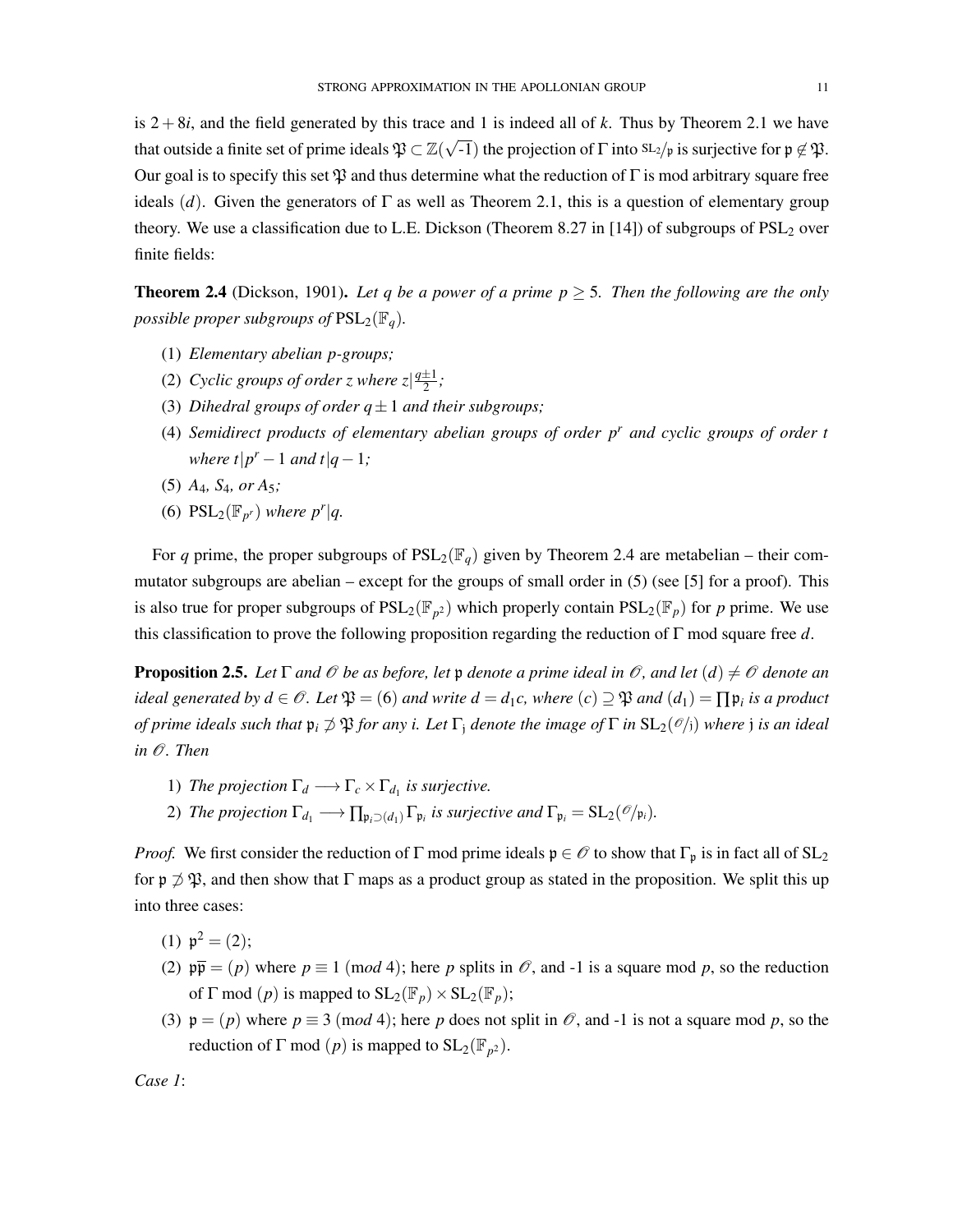is $2+8i$, and the field generated by this trace and 1 is indeed all of $k$. Thus by Theorem 2.1 we have that outside a finite set of prime ideals $\mathfrak{P} \subset \mathbb{Z}(\sqrt{-1})$ the projection of $\Gamma$ into $\mathrm{SL}_2/\mathfrak{p}$ is surjective for $\mathfrak{p} \not\in \mathfrak{P}$. Our goal is to specify this set $\mathfrak{P}$ and thus determine what the reduction of $\Gamma$ is mod arbitrary square free ideals $(d)$. Given the generators of $\Gamma$ as well as Theorem 2.1, this is a question of elementary group theory. We use a classification due to L.E. Dickson (Theorem 8.27 in [14]) of subgroups of $\mathrm{PSL}_2$ over finite fields:

**Theorem 2.4** (Dickson, 1901)**.** *Let $q$ be a power of a prime $p \geq 5$. Then the following are the only possible proper subgroups of $\mathrm{PSL}_2(\mathbb{F}_q)$.*

(1) *Elementary abelian $p$-groups;*
(2) *Cyclic groups of order $z$ where $z|\frac{q\pm1}{2}$;*
(3) *Dihedral groups of order $q\pm1$ and their subgroups;*
(4) *Semidirect products of elementary abelian groups of order $p^r$ and cyclic groups of order $t$ where $t|p^r-1$ and $t|q-1$;*
(5) *$A_4$, $S_4$, or $A_5$;*
(6) *$\mathrm{PSL}_2(\mathbb{F}_{p^r})$ where $p^r|q$.*

For $q$ prime, the proper subgroups of $\mathrm{PSL}_2(\mathbb{F}_q)$ given by Theorem 2.4 are metabelian – their commutator subgroups are abelian – except for the groups of small order in (5) (see [5] for a proof). This is also true for proper subgroups of $\mathrm{PSL}_2(\mathbb{F}_{p^2})$ which properly contain $\mathrm{PSL}_2(\mathbb{F}_p)$ for $p$ prime. We use this classification to prove the following proposition regarding the reduction of $\Gamma$ mod square free $d$.

**Proposition 2.5.** *Let $\Gamma$ and $\mathscr{O}$ be as before, let $\mathfrak{p}$ denote a prime ideal in $\mathscr{O}$, and let $(d) \neq \mathscr{O}$ denote an ideal generated by $d \in \mathscr{O}$. Let $\mathfrak{P} = (6)$ and write $d = d_1 c$, where $(c) \supseteq \mathfrak{P}$ and $(d_1) = \prod \mathfrak{p}_i$ is a product of prime ideals such that $\mathfrak{p}_i \not\supset \mathfrak{P}$ for any $i$. Let $\Gamma_{\mathfrak{j}}$ denote the image of $\Gamma$ in $\mathrm{SL}_2(\mathscr{O}/\mathfrak{j})$ where $\mathfrak{j}$ is an ideal in $\mathscr{O}$. Then*

1) *The projection $\Gamma_d \longrightarrow \Gamma_c \times \Gamma_{d_1}$ is surjective.*
2) *The projection $\Gamma_{d_1} \longrightarrow \prod_{\mathfrak{p}_i \supset (d_1)} \Gamma_{\mathfrak{p}_i}$ is surjective and $\Gamma_{\mathfrak{p}_i} = \mathrm{SL}_2(\mathscr{O}/\mathfrak{p}_i)$.*

*Proof.* We first consider the reduction of $\Gamma$ mod prime ideals $\mathfrak{p} \in \mathscr{O}$ to show that $\Gamma_{\mathfrak{p}}$ is in fact all of $\mathrm{SL}_2$ for $\mathfrak{p} \not\supset \mathfrak{P}$, and then show that $\Gamma$ maps as a product group as stated in the proposition. We split this up into three cases:

(1) $\mathfrak{p}^2 = (2)$;
(2) $\mathfrak{p}\overline{\mathfrak{p}} = (p)$ where $p \equiv 1 \pmod 4$; here $p$ splits in $\mathscr{O}$, and -1 is a square mod $p$, so the reduction of $\Gamma$ mod $(p)$ is mapped to $\mathrm{SL}_2(\mathbb{F}_p) \times \mathrm{SL}_2(\mathbb{F}_p)$;
(3) $\mathfrak{p} = (p)$ where $p \equiv 3 \pmod 4$; here $p$ does not split in $\mathscr{O}$, and -1 is not a square mod $p$, so the reduction of $\Gamma$ mod $(p)$ is mapped to $\mathrm{SL}_2(\mathbb{F}_{p^2})$.

*Case 1*: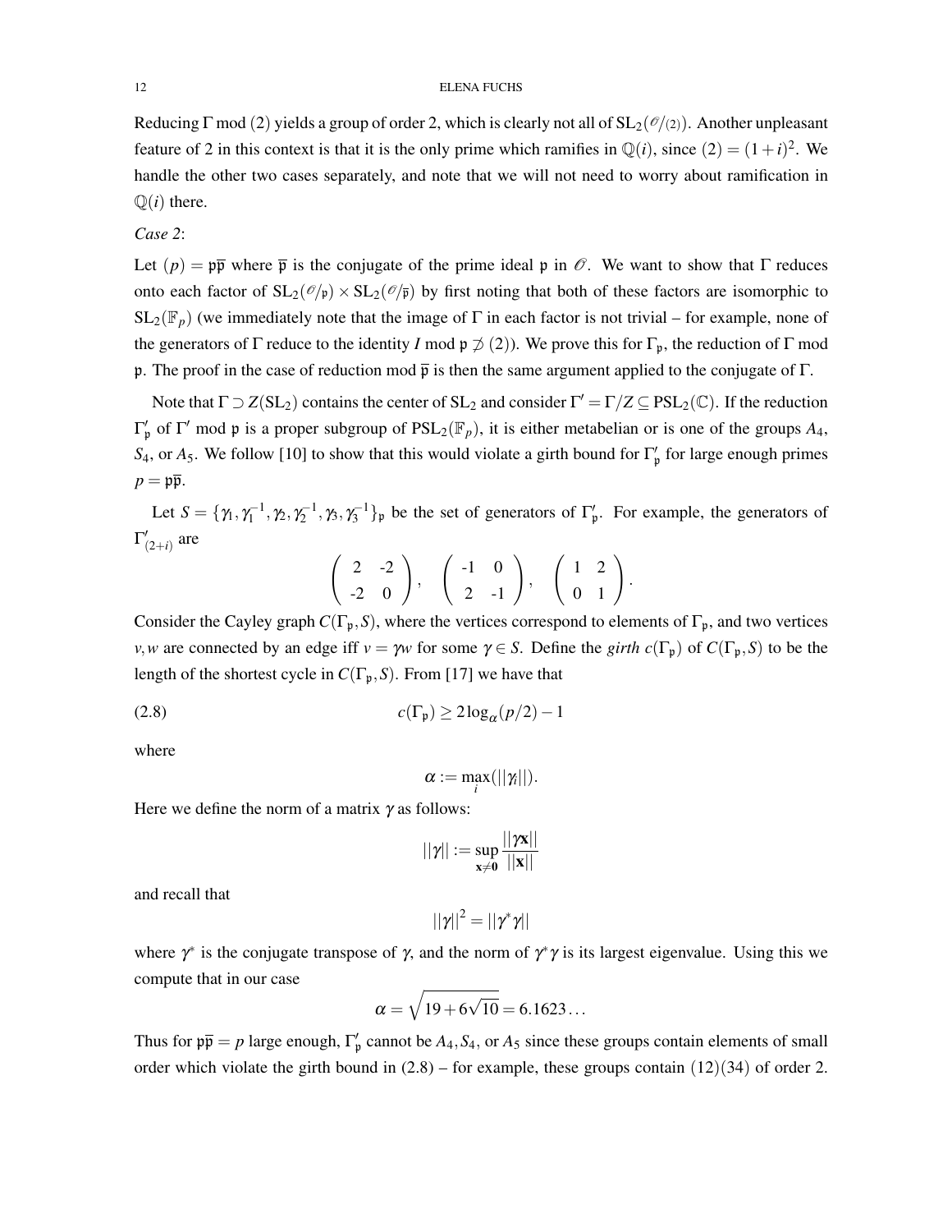Reducing $\Gamma$ mod $(2)$ yields a group of order 2, which is clearly not all of $\mathrm{SL}_2(\mathcal{O}/(2))$. Another unpleasant feature of 2 in this context is that it is the only prime which ramifies in $\mathbb{Q}(i)$, since $(2) = (1+i)^2$. We handle the other two cases separately, and note that we will not need to worry about ramification in $\mathbb{Q}(i)$ there.

*Case 2*:

Let $(p) = \mathfrak{p}\overline{\mathfrak{p}}$ where $\overline{\mathfrak{p}}$ is the conjugate of the prime ideal $\mathfrak{p}$ in $\mathcal{O}$. We want to show that $\Gamma$ reduces onto each factor of $\mathrm{SL}_2(\mathcal{O}/\mathfrak{p}) \times \mathrm{SL}_2(\mathcal{O}/\overline{\mathfrak{p}})$ by first noting that both of these factors are isomorphic to $\mathrm{SL}_2(\mathbb{F}_p)$ (we immediately note that the image of $\Gamma$ in each factor is not trivial – for example, none of the generators of $\Gamma$ reduce to the identity $I$ mod $\mathfrak{p} \not\supset (2)$). We prove this for $\Gamma_{\mathfrak{p}}$, the reduction of $\Gamma$ mod $\mathfrak{p}$. The proof in the case of reduction mod $\overline{\mathfrak{p}}$ is then the same argument applied to the conjugate of $\Gamma$.

Note that $\Gamma \supset Z(\mathrm{SL}_2)$ contains the center of $\mathrm{SL}_2$ and consider $\Gamma' = \Gamma/Z \subseteq \mathrm{PSL}_2(\mathbb{C})$. If the reduction $\Gamma'_{\mathfrak{p}}$ of $\Gamma'$ mod $\mathfrak{p}$ is a proper subgroup of $\mathrm{PSL}_2(\mathbb{F}_p)$, it is either metabelian or is one of the groups $A_4$, $S_4$, or $A_5$. We follow [10] to show that this would violate a girth bound for $\Gamma'_{\mathfrak{p}}$ for large enough primes $p = \mathfrak{p}\overline{\mathfrak{p}}$.

Let $S = \{\gamma_1, \gamma_1^{-1}, \gamma_2, \gamma_2^{-1}, \gamma_3, \gamma_3^{-1}\}_{\mathfrak{p}}$ be the set of generators of $\Gamma'_{\mathfrak{p}}$. For example, the generators of $\Gamma'_{(2+i)}$ are

$$\begin{pmatrix} 2 & -2 \\ -2 & 0 \end{pmatrix}, \quad \begin{pmatrix} -1 & 0 \\ 2 & -1 \end{pmatrix}, \quad \begin{pmatrix} 1 & 2 \\ 0 & 1 \end{pmatrix}.$$

Consider the Cayley graph $C(\Gamma_{\mathfrak{p}}, S)$, where the vertices correspond to elements of $\Gamma_{\mathfrak{p}}$, and two vertices $v, w$ are connected by an edge iff $v = \gamma w$ for some $\gamma \in S$. Define the *girth* $c(\Gamma_{\mathfrak{p}})$ of $C(\Gamma_{\mathfrak{p}}, S)$ to be the length of the shortest cycle in $C(\Gamma_{\mathfrak{p}}, S)$. From [17] we have that

$$c(\Gamma_{\mathfrak{p}}) \geq 2\log_{\alpha}(p/2) - 1 \tag{2.8}$$

where

$$\alpha := \max_i(||\gamma_i||).$$

Here we define the norm of a matrix $\gamma$ as follows:

$$||\gamma|| := \sup_{\mathbf{x} \neq \mathbf{0}} \frac{||\gamma\mathbf{x}||}{||\mathbf{x}||}$$

and recall that

$$||\gamma||^2 = ||\gamma^*\gamma||$$

where $\gamma^*$ is the conjugate transpose of $\gamma$, and the norm of $\gamma^*\gamma$ is its largest eigenvalue. Using this we compute that in our case

$$\alpha = \sqrt{19 + 6\sqrt{10}} = 6.1623\ldots$$

Thus for $\mathfrak{p}\overline{\mathfrak{p}} = p$ large enough, $\Gamma'_{\mathfrak{p}}$ cannot be $A_4, S_4$, or $A_5$ since these groups contain elements of small order which violate the girth bound in (2.8) – for example, these groups contain $(12)(34)$ of order 2.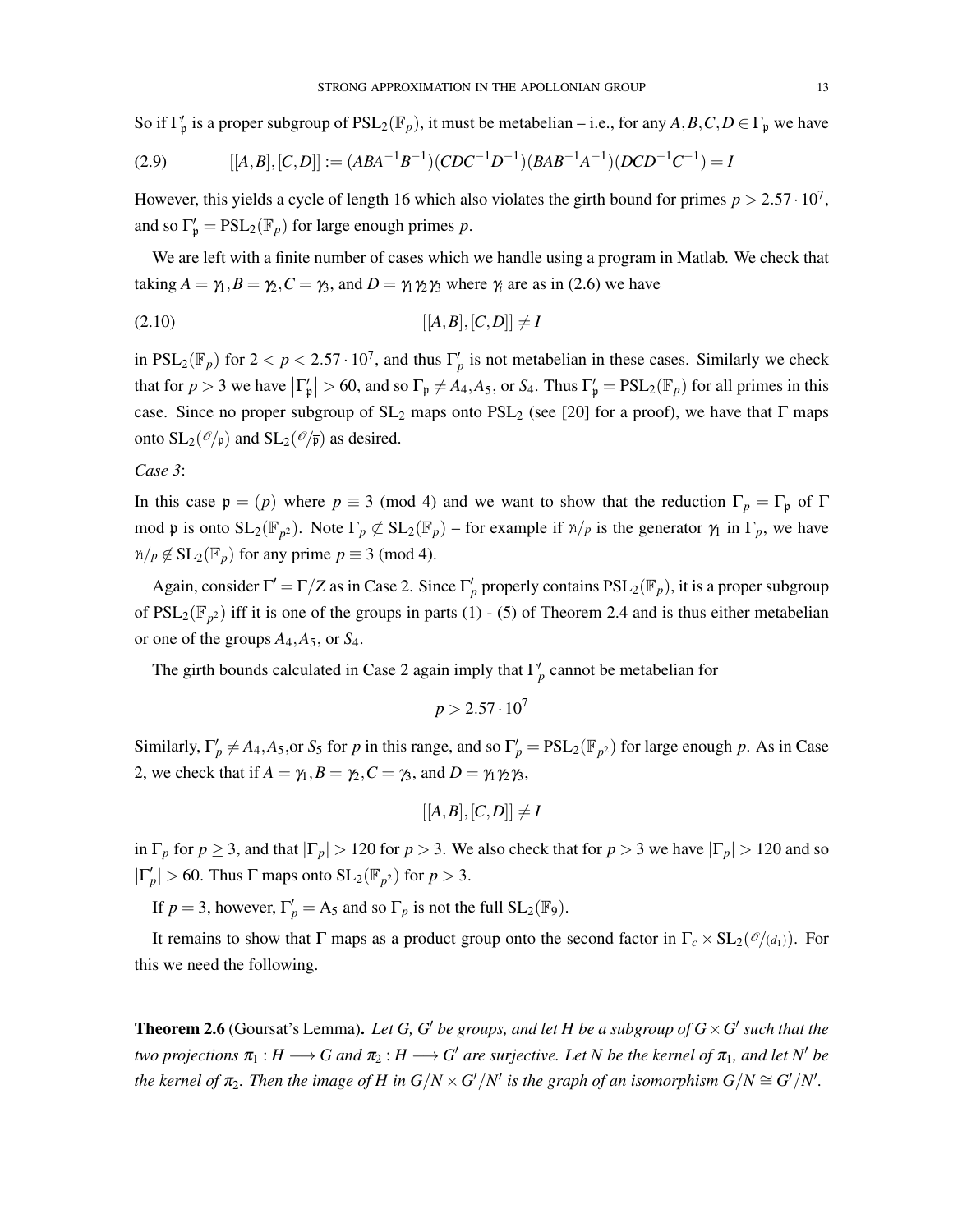So if $\Gamma'_{\mathfrak{p}}$ is a proper subgroup of $\mathrm{PSL}_2(\mathbb{F}_p)$, it must be metabelian – i.e., for any $A,B,C,D \in \Gamma_{\mathfrak{p}}$ we have

$$[[A,B],[C,D]] := (ABA^{-1}B^{-1})(CDC^{-1}D^{-1})(BAB^{-1}A^{-1})(DCD^{-1}C^{-1}) = I \tag{2.9}$$

However, this yields a cycle of length 16 which also violates the girth bound for primes $p > 2.57 \cdot 10^7$, and so $\Gamma'_{\mathfrak{p}} = \mathrm{PSL}_2(\mathbb{F}_p)$ for large enough primes $p$.

We are left with a finite number of cases which we handle using a program in Matlab. We check that taking $A = \gamma_1, B = \gamma_2, C = \gamma_3$, and $D = \gamma_1\gamma_2\gamma_3$ where $\gamma_i$ are as in (2.6) we have

$$[[A,B],[C,D]] \neq I \tag{2.10}$$

in $\mathrm{PSL}_2(\mathbb{F}_p)$ for $2 < p < 2.57 \cdot 10^7$, and thus $\Gamma'_p$ is not metabelian in these cases. Similarly we check that for $p > 3$ we have $\left|\Gamma'_{\mathfrak{p}}\right| > 60$, and so $\Gamma_{\mathfrak{p}} \neq A_4, A_5$, or $S_4$. Thus $\Gamma'_{\mathfrak{p}} = \mathrm{PSL}_2(\mathbb{F}_p)$ for all primes in this case. Since no proper subgroup of $\mathrm{SL}_2$ maps onto $\mathrm{PSL}_2$ (see [20] for a proof), we have that $\Gamma$ maps onto $\mathrm{SL}_2(\mathscr{O}/\mathfrak{p})$ and $\mathrm{SL}_2(\mathscr{O}/\overline{\mathfrak{p}})$ as desired.

*Case 3*:

In this case $\mathfrak{p} = (p)$ where $p \equiv 3 \pmod 4$ and we want to show that the reduction $\Gamma_p = \Gamma_{\mathfrak{p}}$ of $\Gamma$ mod $\mathfrak{p}$ is onto $\mathrm{SL}_2(\mathbb{F}_{p^2})$. Note $\Gamma_p \not\subset \mathrm{SL}_2(\mathbb{F}_p)$ – for example if $\gamma_1/p$ is the generator $\gamma_1$ in $\Gamma_p$, we have $\gamma_1/p \notin \mathrm{SL}_2(\mathbb{F}_p)$ for any prime $p \equiv 3 \pmod 4$.

Again, consider $\Gamma' = \Gamma/Z$ as in Case 2. Since $\Gamma'_p$ properly contains $\mathrm{PSL}_2(\mathbb{F}_p)$, it is a proper subgroup of $\mathrm{PSL}_2(\mathbb{F}_{p^2})$ iff it is one of the groups in parts (1) - (5) of Theorem 2.4 and is thus either metabelian or one of the groups $A_4, A_5$, or $S_4$.

The girth bounds calculated in Case 2 again imply that $\Gamma'_p$ cannot be metabelian for

$$p > 2.57 \cdot 10^7$$

Similarly, $\Gamma'_p \neq A_4, A_5$,or $S_5$ for $p$ in this range, and so $\Gamma'_p = \mathrm{PSL}_2(\mathbb{F}_{p^2})$ for large enough $p$. As in Case 2, we check that if $A = \gamma_1, B = \gamma_2, C = \gamma_3$, and $D = \gamma_1\gamma_2\gamma_3$,

$$[[A,B],[C,D]] \neq I$$

in $\Gamma_p$ for $p \geq 3$, and that $|\Gamma_p| > 120$ for $p > 3$. We also check that for $p > 3$ we have $|\Gamma_p| > 120$ and so $|\Gamma'_p| > 60$. Thus $\Gamma$ maps onto $\mathrm{SL}_2(\mathbb{F}_{p^2})$ for $p > 3$.

If $p = 3$, however, $\Gamma'_p = \mathrm{A}_5$ and so $\Gamma_p$ is not the full $\mathrm{SL}_2(\mathbb{F}_9)$.

It remains to show that $\Gamma$ maps as a product group onto the second factor in $\Gamma_c \times \mathrm{SL}_2(\mathscr{O}/(d_1))$. For this we need the following.

**Theorem 2.6** (Goursat's Lemma). *Let $G$, $G'$ be groups, and let $H$ be a subgroup of $G \times G'$ such that the two projections $\pi_1 : H \longrightarrow G$ and $\pi_2 : H \longrightarrow G'$ are surjective. Let $N$ be the kernel of $\pi_1$, and let $N'$ be the kernel of $\pi_2$. Then the image of $H$ in $G/N \times G'/N'$ is the graph of an isomorphism $G/N \cong G'/N'$.*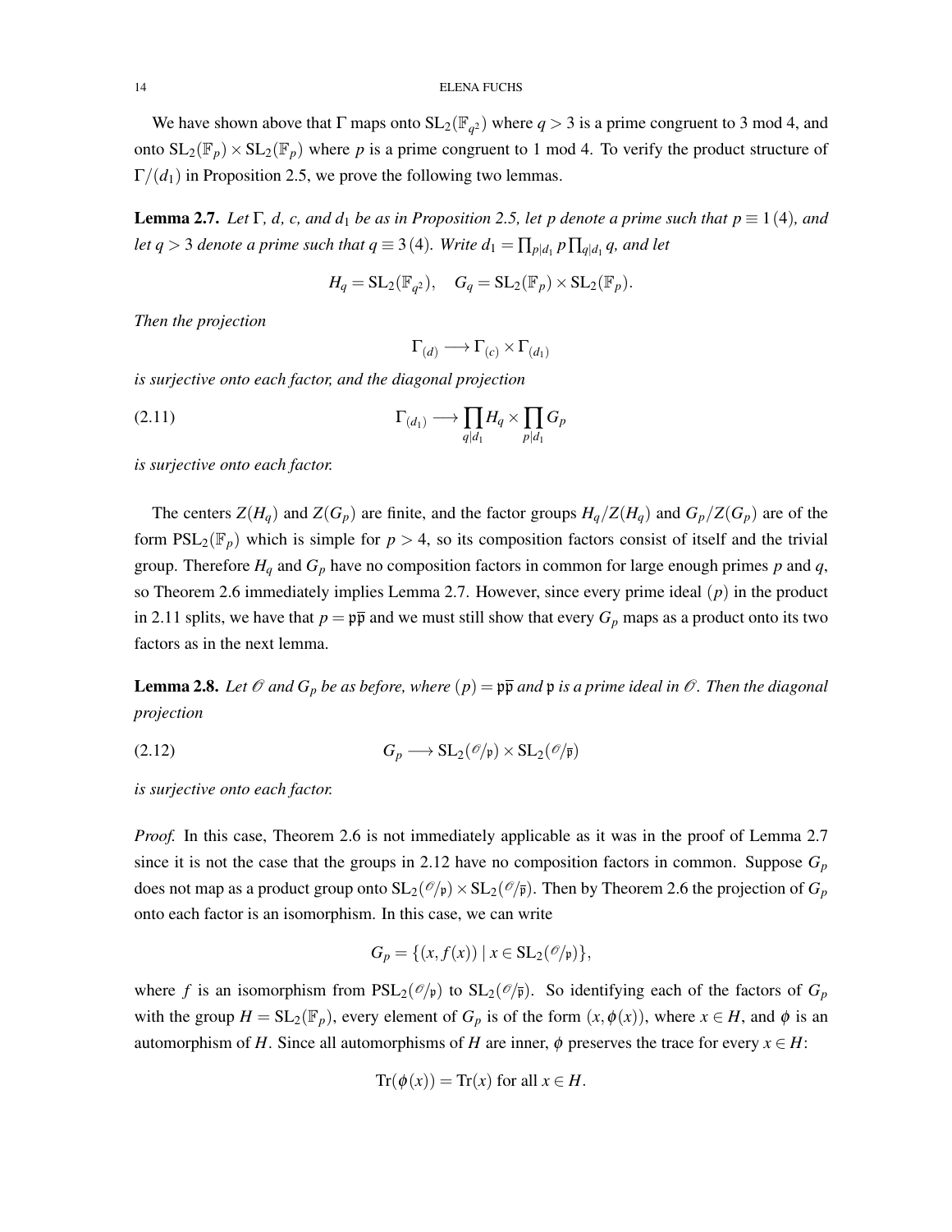We have shown above that $\Gamma$ maps onto $\mathrm{SL}_2(\mathbb{F}_{q^2})$ where $q > 3$ is a prime congruent to 3 mod 4, and onto $\mathrm{SL}_2(\mathbb{F}_p) \times \mathrm{SL}_2(\mathbb{F}_p)$ where $p$ is a prime congruent to 1 mod 4. To verify the product structure of $\Gamma/(d_1)$ in Proposition 2.5, we prove the following two lemmas.

**Lemma 2.7.** *Let $\Gamma$, $d$, $c$, and $d_1$ be as in Proposition 2.5, let $p$ denote a prime such that $p \equiv 1\,(4)$, and let $q > 3$ denote a prime such that $q \equiv 3\,(4)$. Write $d_1 = \prod_{p|d_1} p \prod_{q|d_1} q$, and let*

$$H_q = \mathrm{SL}_2(\mathbb{F}_{q^2}), \quad G_q = \mathrm{SL}_2(\mathbb{F}_p) \times \mathrm{SL}_2(\mathbb{F}_p).$$

*Then the projection*

$$\Gamma_{(d)} \longrightarrow \Gamma_{(c)} \times \Gamma_{(d_1)}$$

*is surjective onto each factor, and the diagonal projection*

$$\Gamma_{(d_1)} \longrightarrow \prod_{q|d_1} H_q \times \prod_{p|d_1} G_p \tag{2.11}$$

*is surjective onto each factor.*

The centers $Z(H_q)$ and $Z(G_p)$ are finite, and the factor groups $H_q/Z(H_q)$ and $G_p/Z(G_p)$ are of the form $\mathrm{PSL}_2(\mathbb{F}_p)$ which is simple for $p > 4$, so its composition factors consist of itself and the trivial group. Therefore $H_q$ and $G_p$ have no composition factors in common for large enough primes $p$ and $q$, so Theorem 2.6 immediately implies Lemma 2.7. However, since every prime ideal $(p)$ in the product in 2.11 splits, we have that $p = \mathfrak{p}\overline{\mathfrak{p}}$ and we must still show that every $G_p$ maps as a product onto its two factors as in the next lemma.

**Lemma 2.8.** *Let $\mathscr{O}$ and $G_p$ be as before, where $(p) = \mathfrak{p}\overline{\mathfrak{p}}$ and $\mathfrak{p}$ is a prime ideal in $\mathscr{O}$. Then the diagonal projection*

$$G_p \longrightarrow \mathrm{SL}_2(\mathscr{O}/\mathfrak{p}) \times \mathrm{SL}_2(\mathscr{O}/\overline{\mathfrak{p}}) \tag{2.12}$$

*is surjective onto each factor.*

*Proof.* In this case, Theorem 2.6 is not immediately applicable as it was in the proof of Lemma 2.7 since it is not the case that the groups in 2.12 have no composition factors in common. Suppose $G_p$ does not map as a product group onto $\mathrm{SL}_2(\mathscr{O}/\mathfrak{p}) \times \mathrm{SL}_2(\mathscr{O}/\overline{\mathfrak{p}})$. Then by Theorem 2.6 the projection of $G_p$ onto each factor is an isomorphism. In this case, we can write

$$G_p = \{(x, f(x)) \mid x \in \mathrm{SL}_2(\mathscr{O}/\mathfrak{p})\},$$

where $f$ is an isomorphism from $\mathrm{PSL}_2(\mathscr{O}/\mathfrak{p})$ to $\mathrm{SL}_2(\mathscr{O}/\overline{\mathfrak{p}})$. So identifying each of the factors of $G_p$ with the group $H = \mathrm{SL}_2(\mathbb{F}_p)$, every element of $G_p$ is of the form $(x, \phi(x))$, where $x \in H$, and $\phi$ is an automorphism of $H$. Since all automorphisms of $H$ are inner, $\phi$ preserves the trace for every $x \in H$:

$$\mathrm{Tr}(\phi(x)) = \mathrm{Tr}(x) \text{ for all } x \in H.$$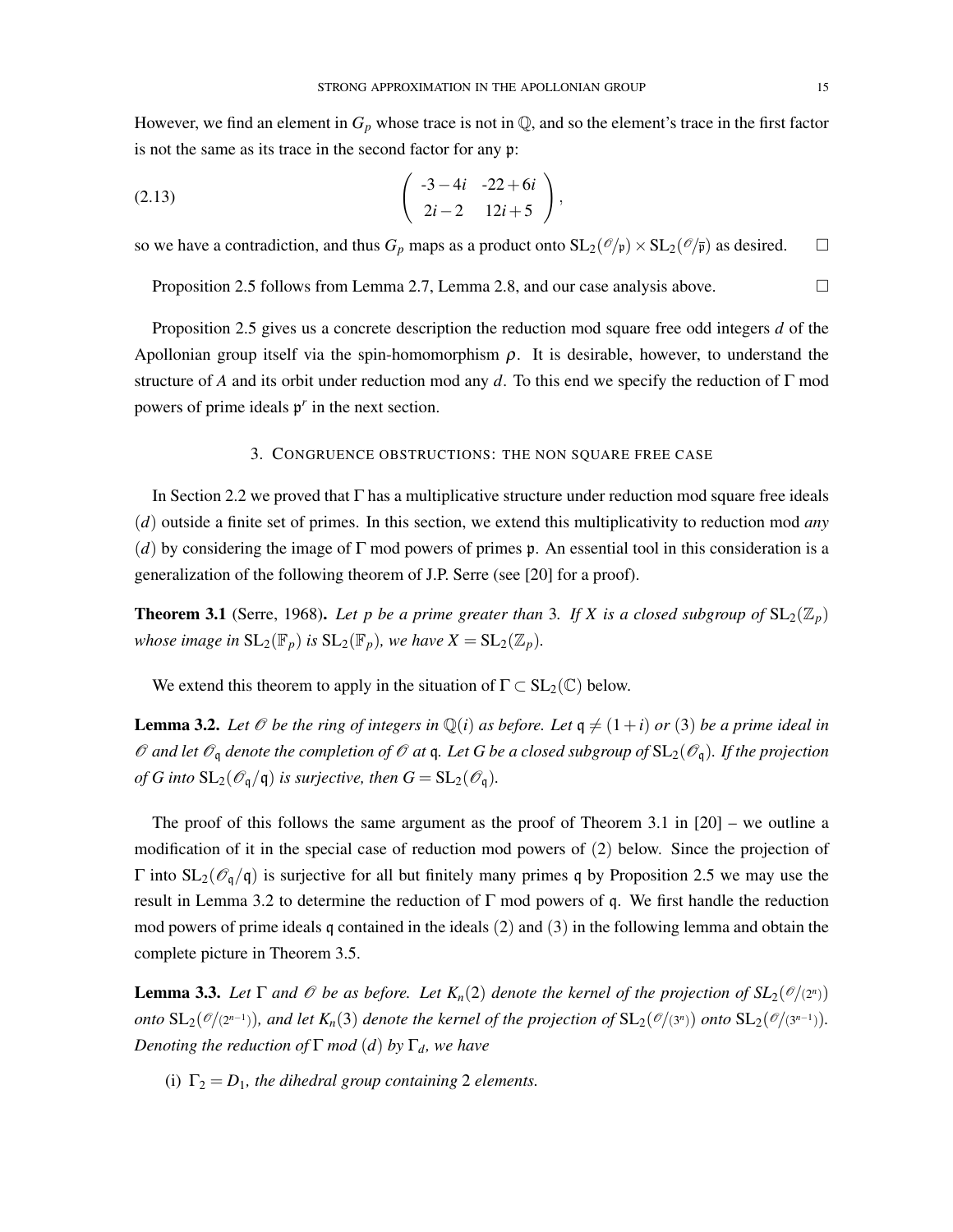However, we find an element in $G_p$ whose trace is not in $\mathbb{Q}$, and so the element's trace in the first factor is not the same as its trace in the second factor for any $\mathfrak{p}$:

$$\begin{pmatrix} -3-4i & -22+6i \\ 2i-2 & 12i+5 \end{pmatrix}, \tag{2.13}$$

so we have a contradiction, and thus $G_p$ maps as a product onto $\mathrm{SL}_2(\mathscr{O}/\mathfrak{p}) \times \mathrm{SL}_2(\mathscr{O}/\overline{\mathfrak{p}})$ as desired. $\square$

Proposition 2.5 follows from Lemma 2.7, Lemma 2.8, and our case analysis above. $\square$

Proposition 2.5 gives us a concrete description the reduction mod square free odd integers $d$ of the Apollonian group itself via the spin-homomorphism $\rho$. It is desirable, however, to understand the structure of $A$ and its orbit under reduction mod any $d$. To this end we specify the reduction of $\Gamma$ mod powers of prime ideals $\mathfrak{p}^r$ in the next section.

## 3. Congruence obstructions: the non square free case

In Section 2.2 we proved that $\Gamma$ has a multiplicative structure under reduction mod square free ideals $(d)$ outside a finite set of primes. In this section, we extend this multiplicativity to reduction mod *any* $(d)$ by considering the image of $\Gamma$ mod powers of primes $\mathfrak{p}$. An essential tool in this consideration is a generalization of the following theorem of J.P. Serre (see [20] for a proof).

**Theorem 3.1** (Serre, 1968). *Let $p$ be a prime greater than 3. If $X$ is a closed subgroup of $\mathrm{SL}_2(\mathbb{Z}_p)$ whose image in $\mathrm{SL}_2(\mathbb{F}_p)$ is $\mathrm{SL}_2(\mathbb{F}_p)$, we have $X = \mathrm{SL}_2(\mathbb{Z}_p)$.*

We extend this theorem to apply in the situation of $\Gamma \subset \mathrm{SL}_2(\mathbb{C})$ below.

**Lemma 3.2.** *Let $\mathscr{O}$ be the ring of integers in $\mathbb{Q}(i)$ as before. Let $\mathfrak{q} \neq (1+i)$ or $(3)$ be a prime ideal in $\mathscr{O}$ and let $\mathscr{O}_\mathfrak{q}$ denote the completion of $\mathscr{O}$ at $\mathfrak{q}$. Let $G$ be a closed subgroup of $\mathrm{SL}_2(\mathscr{O}_\mathfrak{q})$. If the projection of $G$ into $\mathrm{SL}_2(\mathscr{O}_\mathfrak{q}/\mathfrak{q})$ is surjective, then $G = \mathrm{SL}_2(\mathscr{O}_\mathfrak{q})$.*

The proof of this follows the same argument as the proof of Theorem 3.1 in [20] – we outline a modification of it in the special case of reduction mod powers of $(2)$ below. Since the projection of $\Gamma$ into $\mathrm{SL}_2(\mathscr{O}_\mathfrak{q}/\mathfrak{q})$ is surjective for all but finitely many primes $\mathfrak{q}$ by Proposition 2.5 we may use the result in Lemma 3.2 to determine the reduction of $\Gamma$ mod powers of $\mathfrak{q}$. We first handle the reduction mod powers of prime ideals $\mathfrak{q}$ contained in the ideals $(2)$ and $(3)$ in the following lemma and obtain the complete picture in Theorem 3.5.

**Lemma 3.3.** *Let $\Gamma$ and $\mathscr{O}$ be as before. Let $K_n(2)$ denote the kernel of the projection of $SL_2(\mathscr{O}/(2^n))$ onto $\mathrm{SL}_2(\mathscr{O}/(2^{n-1}))$, and let $K_n(3)$ denote the kernel of the projection of $\mathrm{SL}_2(\mathscr{O}/(3^n))$ onto $\mathrm{SL}_2(\mathscr{O}/(3^{n-1}))$. Denoting the reduction of $\Gamma$ mod $(d)$ by $\Gamma_d$, we have*

(i) *$\Gamma_2 = D_1$, the dihedral group containing 2 elements.*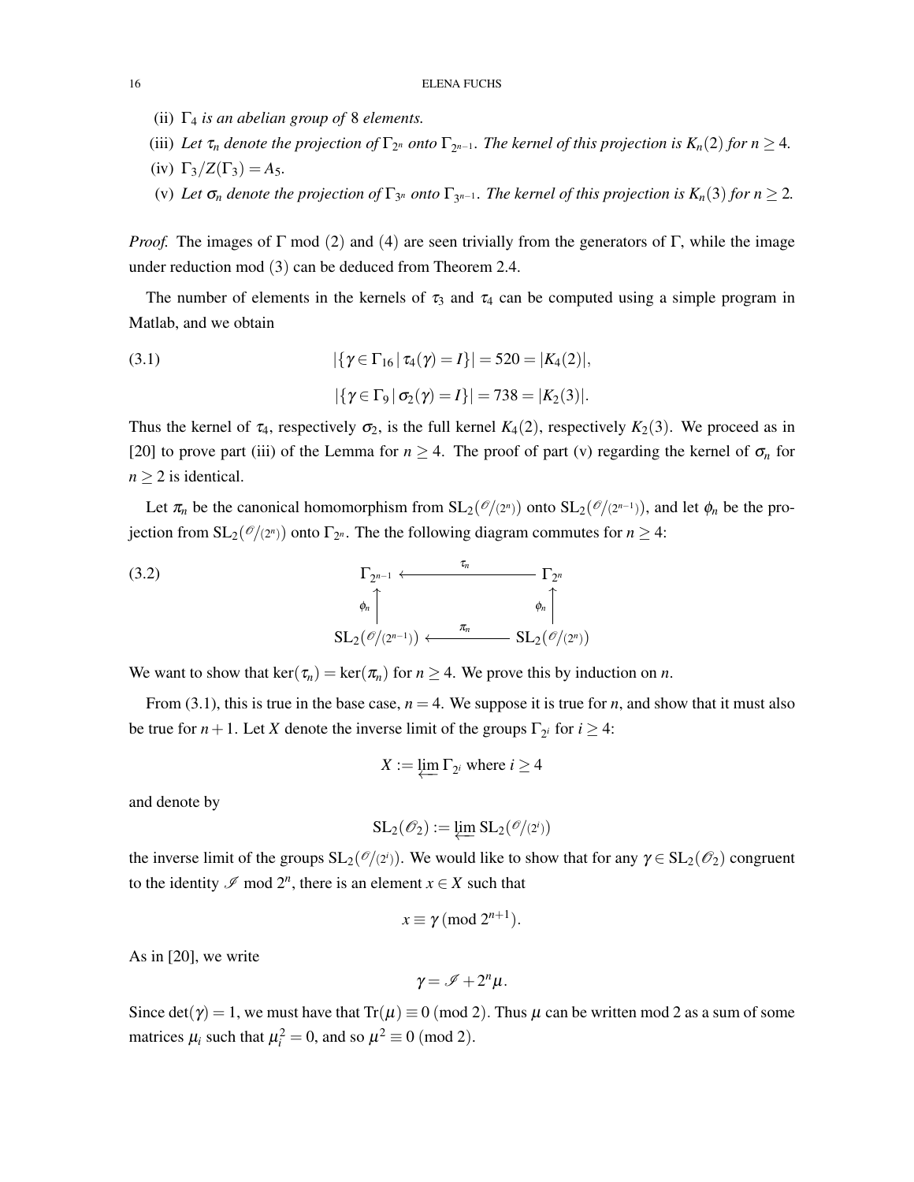(ii) $\Gamma_4$ *is an abelian group of* 8 *elements.*

(iii) *Let* $\tau_n$ *denote the projection of* $\Gamma_{2^n}$ *onto* $\Gamma_{2^{n-1}}$*. The kernel of this projection is* $K_n(2)$ *for* $n \geq 4$*.*

(iv) $\Gamma_3/Z(\Gamma_3) = A_5$.

(v) *Let* $\sigma_n$ *denote the projection of* $\Gamma_{3^n}$ *onto* $\Gamma_{3^{n-1}}$*. The kernel of this projection is* $K_n(3)$ *for* $n \geq 2$*.*

*Proof.* The images of $\Gamma$ mod (2) and (4) are seen trivially from the generators of $\Gamma$, while the image under reduction mod (3) can be deduced from Theorem 2.4.

The number of elements in the kernels of $\tau_3$ and $\tau_4$ can be computed using a simple program in Matlab, and we obtain

$$|\{\gamma \in \Gamma_{16} \,|\, \tau_4(\gamma) = I\}| = 520 = |K_4(2)|, \tag{3.1}$$

$$|\{\gamma \in \Gamma_9 \,|\, \sigma_2(\gamma) = I\}| = 738 = |K_2(3)|.$$

Thus the kernel of $\tau_4$, respectively $\sigma_2$, is the full kernel $K_4(2)$, respectively $K_2(3)$. We proceed as in [20] to prove part (iii) of the Lemma for $n \geq 4$. The proof of part (v) regarding the kernel of $\sigma_n$ for $n \geq 2$ is identical.

Let $\pi_n$ be the canonical homomorphism from $\mathrm{SL}_2(\mathscr{O}/(2^n))$ onto $\mathrm{SL}_2(\mathscr{O}/(2^{n-1}))$, and let $\phi_n$ be the projection from $\mathrm{SL}_2(\mathscr{O}/(2^n))$ onto $\Gamma_{2^n}$. The the following diagram commutes for $n \geq 4$:

$$\begin{array}{ccc} \Gamma_{2^{n-1}} & \xleftarrow{\quad \tau_n \quad} & \Gamma_{2^n} \\ \phi_n \uparrow & & \uparrow \phi_n \\ \mathrm{SL}_2(\mathscr{O}/(2^{n-1})) & \xleftarrow{\quad \pi_n \quad} & \mathrm{SL}_2(\mathscr{O}/(2^n)) \end{array} \tag{3.2}$$

We want to show that $\ker(\tau_n) = \ker(\pi_n)$ for $n \geq 4$. We prove this by induction on $n$.

From (3.1), this is true in the base case, $n = 4$. We suppose it is true for $n$, and show that it must also be true for $n+1$. Let $X$ denote the inverse limit of the groups $\Gamma_{2^i}$ for $i \geq 4$:

$$X := \varprojlim \Gamma_{2^i} \text{ where } i \geq 4$$

and denote by

$$\mathrm{SL}_2(\mathscr{O}_2) := \varprojlim \mathrm{SL}_2(\mathscr{O}/(2^i))$$

the inverse limit of the groups $\mathrm{SL}_2(\mathscr{O}/(2^i))$. We would like to show that for any $\gamma \in \mathrm{SL}_2(\mathscr{O}_2)$ congruent to the identity $\mathscr{I}$ mod $2^n$, there is an element $x \in X$ such that

$$x \equiv \gamma \,(\mathrm{mod}\ 2^{n+1}).$$

As in [20], we write

$$\gamma = \mathscr{I} + 2^n \mu.$$

Since $\det(\gamma) = 1$, we must have that $\mathrm{Tr}(\mu) \equiv 0 \,(\mathrm{mod}\ 2)$. Thus $\mu$ can be written mod 2 as a sum of some matrices $\mu_i$ such that $\mu_i^2 = 0$, and so $\mu^2 \equiv 0 \,(\mathrm{mod}\ 2)$.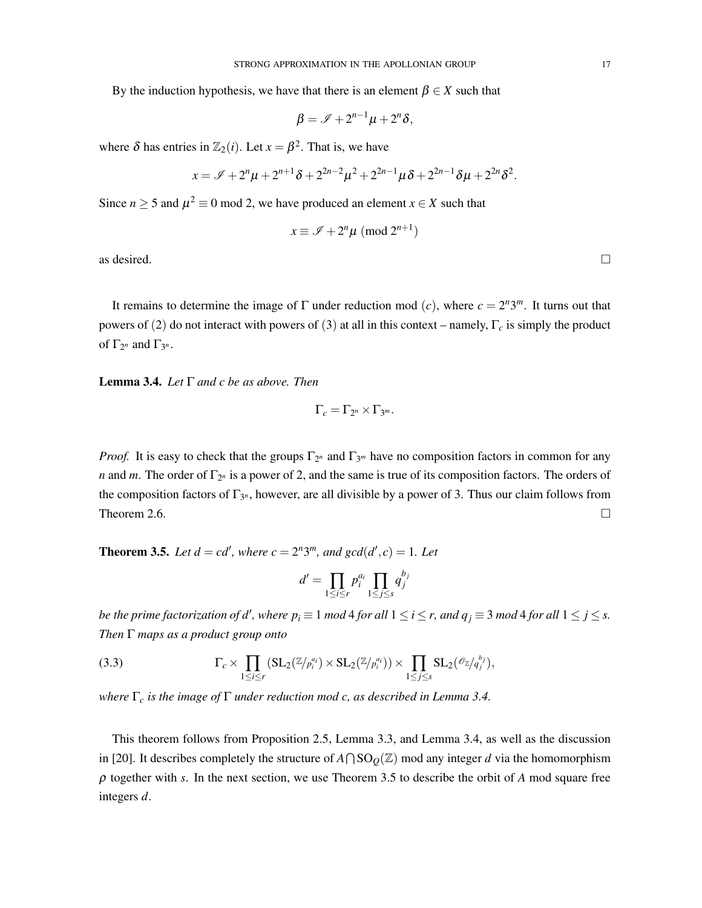By the induction hypothesis, we have that there is an element $\beta \in X$ such that

$$\beta = \mathscr{I} + 2^{n-1}\mu + 2^n\delta,$$

where $\delta$ has entries in $\mathbb{Z}_2(i)$. Let $x = \beta^2$. That is, we have

$$x = \mathscr{I} + 2^n\mu + 2^{n+1}\delta + 2^{2n-2}\mu^2 + 2^{2n-1}\mu\delta + 2^{2n-1}\delta\mu + 2^{2n}\delta^2.$$

Since $n \geq 5$ and $\mu^2 \equiv 0 \bmod 2$, we have produced an element $x \in X$ such that

$$x \equiv \mathscr{I} + 2^n\mu \pmod{2^{n+1}}$$

as desired. $\square$

It remains to determine the image of $\Gamma$ under reduction mod $(c)$, where $c = 2^n 3^m$. It turns out that powers of $(2)$ do not interact with powers of $(3)$ at all in this context – namely, $\Gamma_c$ is simply the product of $\Gamma_{2^n}$ and $\Gamma_{3^n}$.

**Lemma 3.4.** *Let $\Gamma$ and $c$ be as above. Then*

$$\Gamma_c = \Gamma_{2^n} \times \Gamma_{3^m}.$$

*Proof.* It is easy to check that the groups $\Gamma_{2^n}$ and $\Gamma_{3^m}$ have no composition factors in common for any $n$ and $m$. The order of $\Gamma_{2^n}$ is a power of 2, and the same is true of its composition factors. The orders of the composition factors of $\Gamma_{3^n}$, however, are all divisible by a power of 3. Thus our claim follows from Theorem 2.6. $\square$

**Theorem 3.5.** *Let $d = cd'$, where $c = 2^n 3^m$, and $\gcd(d', c) = 1$. Let*

$$d' = \prod_{1 \leq i \leq r} p_i^{a_i} \prod_{1 \leq j \leq s} q_j^{b_j}$$

*be the prime factorization of $d'$, where $p_i \equiv 1 \bmod 4$ for all $1 \leq i \leq r$, and $q_j \equiv 3 \bmod 4$ for all $1 \leq j \leq s$. Then $\Gamma$ maps as a product group onto*

$$\Gamma_c \times \prod_{1 \leq i \leq r} \left(\mathrm{SL}_2(\mathbb{Z}/p_i^{a_i}) \times \mathrm{SL}_2(\mathbb{Z}/p_i^{a_i})\right) \times \prod_{1 \leq j \leq s} \mathrm{SL}_2(\mathscr{O}_{\mathbb{Z}}/q_j^{b_j}), \tag{3.3}$$

*where $\Gamma_c$ is the image of $\Gamma$ under reduction mod $c$, as described in Lemma 3.4.*

This theorem follows from Proposition 2.5, Lemma 3.3, and Lemma 3.4, as well as the discussion in [20]. It describes completely the structure of $A \bigcap \mathrm{SO}_Q(\mathbb{Z})$ mod any integer $d$ via the homomorphism $\rho$ together with $s$. In the next section, we use Theorem 3.5 to describe the orbit of $A$ mod square free integers $d$.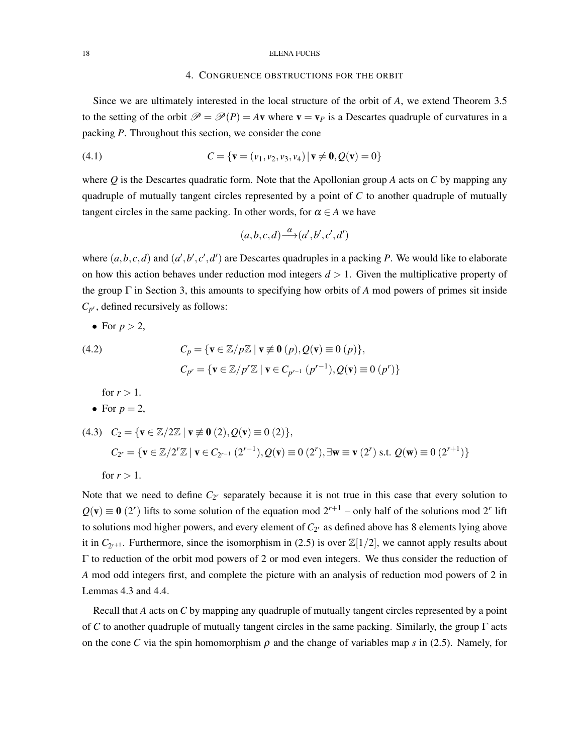## 4. Congruence obstructions for the orbit

Since we are ultimately interested in the local structure of the orbit of $A$, we extend Theorem 3.5 to the setting of the orbit $\mathscr{P} = \mathscr{P}(P) = A\mathbf{v}$ where $\mathbf{v} = \mathbf{v}_P$ is a Descartes quadruple of curvatures in a packing $P$. Throughout this section, we consider the cone

$$C = \{\mathbf{v} = (v_1, v_2, v_3, v_4) \,|\, \mathbf{v} \neq \mathbf{0}, Q(\mathbf{v}) = 0\} \tag{4.1}$$

where $Q$ is the Descartes quadratic form. Note that the Apollonian group $A$ acts on $C$ by mapping any quadruple of mutually tangent circles represented by a point of $C$ to another quadruple of mutually tangent circles in the same packing. In other words, for $\alpha \in A$ we have

$$(a,b,c,d) \xrightarrow{\alpha} (a',b',c',d')$$

where $(a,b,c,d)$ and $(a',b',c',d')$ are Descartes quadruples in a packing $P$. We would like to elaborate on how this action behaves under reduction mod integers $d > 1$. Given the multiplicative property of the group $\Gamma$ in Section 3, this amounts to specifying how orbits of $A$ mod powers of primes sit inside $C_{p^r}$, defined recursively as follows:

- For $p > 2$,

$$\begin{aligned} C_p &= \{\mathbf{v} \in \mathbb{Z}/p\mathbb{Z} \mid \mathbf{v} \not\equiv \mathbf{0}\ (p), Q(\mathbf{v}) \equiv 0\ (p)\}, \\ C_{p^r} &= \{\mathbf{v} \in \mathbb{Z}/p^r\mathbb{Z} \mid \mathbf{v} \in C_{p^{r-1}}\ (p^{r-1}), Q(\mathbf{v}) \equiv 0\ (p^r)\} \end{aligned} \tag{4.2}$$

  for $r > 1$.
- For $p = 2$,

$$\begin{aligned} C_2 &= \{\mathbf{v} \in \mathbb{Z}/2\mathbb{Z} \mid \mathbf{v} \not\equiv \mathbf{0}\ (2), Q(\mathbf{v}) \equiv 0\ (2)\}, \\ C_{2^r} &= \{\mathbf{v} \in \mathbb{Z}/2^r\mathbb{Z} \mid \mathbf{v} \in C_{2^{r-1}}\ (2^{r-1}), Q(\mathbf{v}) \equiv 0\ (2^r), \exists \mathbf{w} \equiv \mathbf{v}\ (2^r) \text{ s.t. } Q(\mathbf{w}) \equiv 0\ (2^{r+1})\} \end{aligned} \tag{4.3}$$

  for $r > 1$.

Note that we need to define $C_{2^r}$ separately because it is not true in this case that every solution to $Q(\mathbf{v}) \equiv \mathbf{0}\ (2^r)$ lifts to some solution of the equation mod $2^{r+1}$ – only half of the solutions mod $2^r$ lift to solutions mod higher powers, and every element of $C_{2^r}$ as defined above has 8 elements lying above it in $C_{2^{r+1}}$. Furthermore, since the isomorphism in (2.5) is over $\mathbb{Z}[1/2]$, we cannot apply results about $\Gamma$ to reduction of the orbit mod powers of 2 or mod even integers. We thus consider the reduction of $A$ mod odd integers first, and complete the picture with an analysis of reduction mod powers of 2 in Lemmas 4.3 and 4.4.

Recall that $A$ acts on $C$ by mapping any quadruple of mutually tangent circles represented by a point of $C$ to another quadruple of mutually tangent circles in the same packing. Similarly, the group $\Gamma$ acts on the cone $C$ via the spin homomorphism $\rho$ and the change of variables map $s$ in (2.5). Namely, for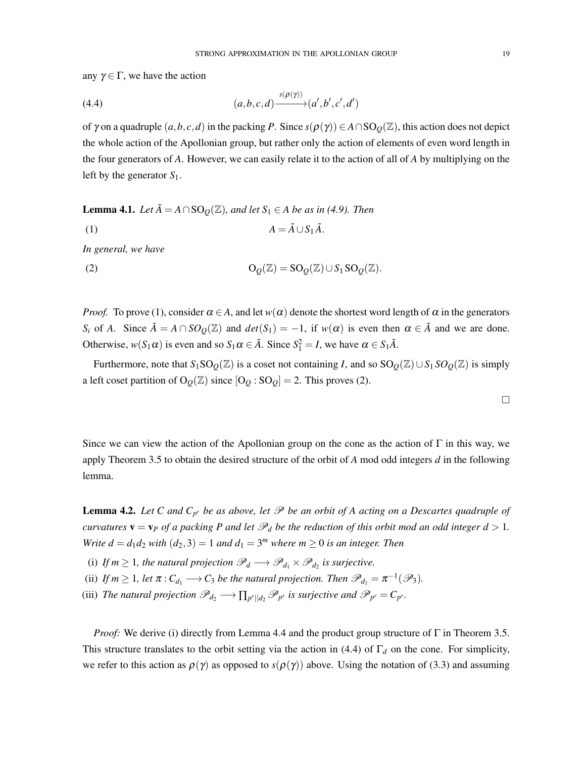any $\gamma \in \Gamma$, we have the action

$$
(a,b,c,d) \xrightarrow{s(\rho(\gamma))} (a',b',c',d') \tag{4.4}
$$

of $\gamma$ on a quadruple $(a,b,c,d)$ in the packing $P$. Since $s(\rho(\gamma)) \in A \cap \mathrm{SO}_Q(\mathbb{Z})$, this action does not depict the whole action of the Apollonian group, but rather only the action of elements of even word length in the four generators of $A$. However, we can easily relate it to the action of all of $A$ by multiplying on the left by the generator $S_1$.

**Lemma 4.1.** *Let $\tilde{A} = A \cap \mathrm{SO}_Q(\mathbb{Z})$, and let $S_1 \in A$ be as in (4.9). Then*

$$
A = \tilde{A} \cup S_1 \tilde{A}. \tag{1}
$$

*In general, we have*

$$
\mathrm{O}_Q(\mathbb{Z}) = \mathrm{SO}_Q(\mathbb{Z}) \cup S_1 \, \mathrm{SO}_Q(\mathbb{Z}). \tag{2}
$$

*Proof.* To prove (1), consider $\alpha \in A$, and let $w(\alpha)$ denote the shortest word length of $\alpha$ in the generators $S_i$ of $A$. Since $\tilde{A} = A \cap SO_Q(\mathbb{Z})$ and $det(S_1) = -1$, if $w(\alpha)$ is even then $\alpha \in \tilde{A}$ and we are done. Otherwise, $w(S_1\alpha)$ is even and so $S_1\alpha \in \tilde{A}$. Since $S_1^2 = I$, we have $\alpha \in S_1\tilde{A}$.

Furthermore, note that $S_1\mathrm{SO}_Q(\mathbb{Z})$ is a coset not containing $I$, and so $\mathrm{SO}_Q(\mathbb{Z}) \cup S_1 SO_Q(\mathbb{Z})$ is simply a left coset partition of $\mathrm{O}_Q(\mathbb{Z})$ since $[\mathrm{O}_Q : \mathrm{SO}_Q] = 2$. This proves (2).

□

Since we can view the action of the Apollonian group on the cone as the action of $\Gamma$ in this way, we apply Theorem 3.5 to obtain the desired structure of the orbit of $A$ mod odd integers $d$ in the following lemma.

**Lemma 4.2.** *Let $C$ and $C_{p^r}$ be as above, let $\mathscr{P}$ be an orbit of $A$ acting on a Descartes quadruple of curvatures $\mathbf{v} = \mathbf{v}_P$ of a packing $P$ and let $\mathscr{P}_d$ be the reduction of this orbit mod an odd integer $d > 1$. Write $d = d_1 d_2$ with $(d_2, 3) = 1$ and $d_1 = 3^m$ where $m \geq 0$ is an integer. Then*

(i) *If $m \geq 1$, the natural projection $\mathscr{P}_d \longrightarrow \mathscr{P}_{d_1} \times \mathscr{P}_{d_2}$ is surjective.*

(ii) *If $m \geq 1$, let $\pi : C_{d_1} \longrightarrow C_3$ be the natural projection. Then $\mathscr{P}_{d_1} = \pi^{-1}(\mathscr{P}_3)$.*

(iii) *The natural projection $\mathscr{P}_{d_2} \longrightarrow \prod_{p^r || d_2} \mathscr{P}_{p^r}$ is surjective and $\mathscr{P}_{p^r} = C_{p^r}$.*

*Proof:* We derive (i) directly from Lemma 4.4 and the product group structure of $\Gamma$ in Theorem 3.5. This structure translates to the orbit setting via the action in (4.4) of $\Gamma_d$ on the cone. For simplicity, we refer to this action as $\rho(\gamma)$ as opposed to $s(\rho(\gamma))$ above. Using the notation of (3.3) and assuming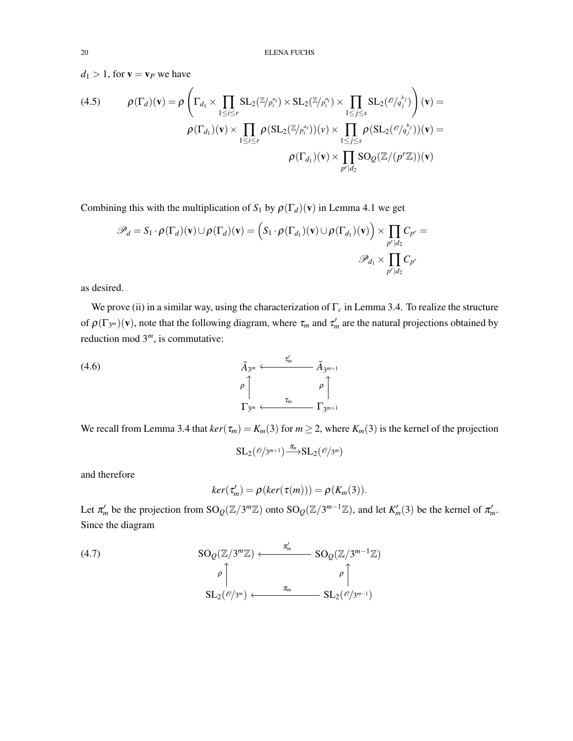$d_1 > 1$, for $\mathbf{v} = \mathbf{v}_P$ we have

$$
\begin{aligned}
(4.5) \qquad \rho(\Gamma_d)(\mathbf{v}) = \rho\left(\Gamma_{d_1} \times \prod_{1\le i\le r} \mathrm{SL}_2(\mathbb{Z}/p_i^{a_i}) \times \mathrm{SL}_2(\mathbb{Z}/p_i^{a_i}) \times \prod_{1\le j\le s} \mathrm{SL}_2(\mathscr{O}/q_j^{b_j})\right)(\mathbf{v}) = \\
\rho(\Gamma_{d_1})(\mathbf{v}) \times \prod_{1\le i\le r} \rho(\mathrm{SL}_2(\mathbb{Z}/p_i^{a_i}))(v) \times \prod_{1\le j\le s} \rho(\mathrm{SL}_2(\mathscr{O}/q_j^{b_j}))(\mathbf{v}) = \\
\rho(\Gamma_{d_1})(\mathbf{v}) \times \prod_{p^r | d_2} \mathrm{SO}_Q(\mathbb{Z}/(p^r\mathbb{Z}))(\mathbf{v})
\end{aligned}
$$

Combining this with the multiplication of $S_1$ by $\rho(\Gamma_d)(\mathbf{v})$ in Lemma 4.1 we get

$$
\mathscr{P}_d = S_1 \cdot \rho(\Gamma_d)(\mathbf{v}) \cup \rho(\Gamma_d)(\mathbf{v}) = \Big(S_1 \cdot \rho(\Gamma_{d_1})(\mathbf{v}) \cup \rho(\Gamma_{d_1})(\mathbf{v})\Big) \times \prod_{p^r | d_2} C_{p^r} = \mathscr{P}_{d_1} \times \prod_{p^r | d_2} C_{p^r}
$$

as desired.

We prove (ii) in a similar way, using the characterization of $\Gamma_c$ in Lemma 3.4. To realize the structure of $\rho(\Gamma_{3^m})(\mathbf{v})$, note that the following diagram, where $\tau_m$ and $\tau'_m$ are the natural projections obtained by reduction mod $3^m$, is commutative:

$$
(4.6) \qquad
\begin{array}{ccc}
\tilde{A}_{3^m} & \xleftarrow{\ \tau'_m\ } & \tilde{A}_{3^{m+1}} \\
\rho \uparrow & & \rho \uparrow \\
\Gamma_{3^m} & \xleftarrow{\ \tau_m\ } & \Gamma_{3^{m+1}}
\end{array}
$$

We recall from Lemma 3.4 that $ker(\tau_m) = K_m(3)$ for $m \ge 2$, where $K_m(3)$ is the kernel of the projection

$$
\mathrm{SL}_2(\mathscr{O}/3^{m+1}) \xrightarrow{\pi_n} \mathrm{SL}_2(\mathscr{O}/3^m)
$$

and therefore

$$
ker(\tau'_m) = \rho(ker(\tau(m))) = \rho(K_m(3)).
$$

Let $\pi'_m$ be the projection from $\mathrm{SO}_Q(\mathbb{Z}/3^m\mathbb{Z})$ onto $\mathrm{SO}_Q(\mathbb{Z}/3^{m-1}\mathbb{Z})$, and let $K'_m(3)$ be the kernel of $\pi'_m$. Since the diagram

$$
(4.7) \qquad
\begin{array}{ccc}
\mathrm{SO}_Q(\mathbb{Z}/3^m\mathbb{Z}) & \xleftarrow{\ \pi'_m\ } & \mathrm{SO}_Q(\mathbb{Z}/3^{m-1}\mathbb{Z}) \\
\rho \uparrow & & \rho \uparrow \\
\mathrm{SL}_2(\mathscr{O}/3^m) & \xleftarrow{\ \pi_m\ } & \mathrm{SL}_2(\mathscr{O}/3^{m-1})
\end{array}
$$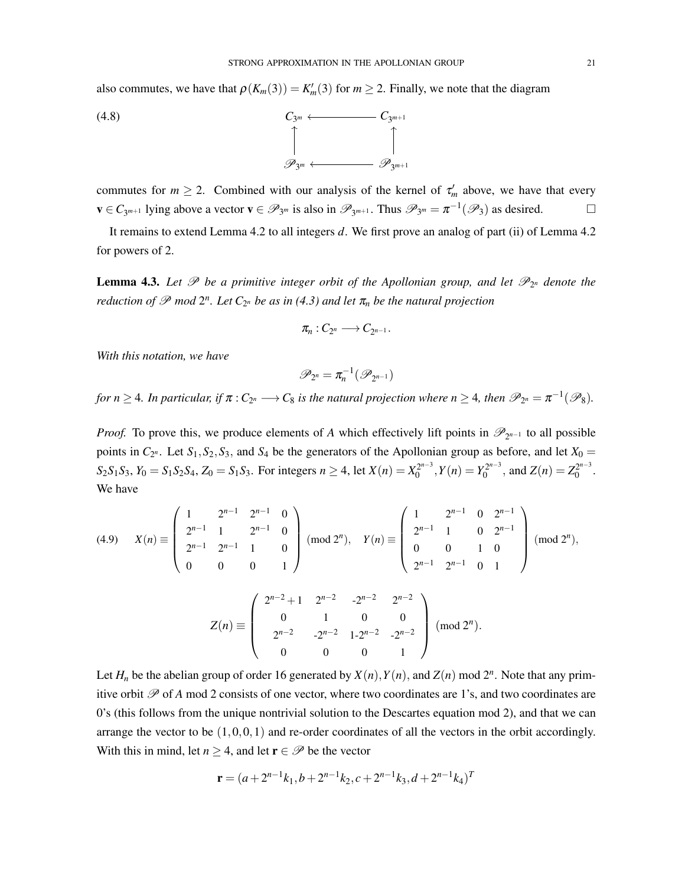also commutes, we have that $\rho(K_m(3)) = K'_m(3)$ for $m \geq 2$. Finally, we note that the diagram

$$
\begin{array}{ccc}
C_{3^m} & \longleftarrow & C_{3^{m+1}} \\
\uparrow & & \uparrow \\
\mathscr{P}_{3^m} & \longleftarrow & \mathscr{P}_{3^{m+1}}
\end{array}
\tag{4.8}
$$

commutes for $m \geq 2$. Combined with our analysis of the kernel of $\tau'_m$ above, we have that every $\mathbf{v} \in C_{3^{m+1}}$ lying above a vector $\mathbf{v} \in \mathscr{P}_{3^m}$ is also in $\mathscr{P}_{3^{m+1}}$. Thus $\mathscr{P}_{3^m} = \pi^{-1}(\mathscr{P}_3)$ as desired. $\square$

It remains to extend Lemma 4.2 to all integers $d$. We first prove an analog of part (ii) of Lemma 4.2 for powers of 2.

**Lemma 4.3.** *Let $\mathscr{P}$ be a primitive integer orbit of the Apollonian group, and let $\mathscr{P}_{2^n}$ denote the reduction of $\mathscr{P}$ mod $2^n$. Let $C_{2^n}$ be as in (4.3) and let $\pi_n$ be the natural projection*

$$\pi_n : C_{2^n} \longrightarrow C_{2^{n-1}}.$$

*With this notation, we have*

$$\mathscr{P}_{2^n} = \pi_n^{-1}(\mathscr{P}_{2^{n-1}})$$

*for $n \geq 4$. In particular, if $\pi : C_{2^n} \longrightarrow C_8$ is the natural projection where $n \geq 4$, then $\mathscr{P}_{2^n} = \pi^{-1}(\mathscr{P}_8)$.*

*Proof.* To prove this, we produce elements of $A$ which effectively lift points in $\mathscr{P}_{2^{n-1}}$ to all possible points in $C_{2^n}$. Let $S_1, S_2, S_3$, and $S_4$ be the generators of the Apollonian group as before, and let $X_0 = S_2S_1S_3$, $Y_0 = S_1S_2S_4$, $Z_0 = S_1S_3$. For integers $n \geq 4$, let $X(n) = X_0^{2^{n-3}}, Y(n) = Y_0^{2^{n-3}}$, and $Z(n) = Z_0^{2^{n-3}}$. We have

$$
X(n) \equiv \begin{pmatrix} 1 & 2^{n-1} & 2^{n-1} & 0 \\ 2^{n-1} & 1 & 2^{n-1} & 0 \\ 2^{n-1} & 2^{n-1} & 1 & 0 \\ 0 & 0 & 0 & 1 \end{pmatrix} \pmod{2^n}, \quad Y(n) \equiv \begin{pmatrix} 1 & 2^{n-1} & 0 & 2^{n-1} \\ 2^{n-1} & 1 & 0 & 2^{n-1} \\ 0 & 0 & 1 & 0 \\ 2^{n-1} & 2^{n-1} & 0 & 1 \end{pmatrix} \pmod{2^n},
\tag{4.9}
$$

$$
Z(n) \equiv \begin{pmatrix} 2^{n-2}+1 & 2^{n-2} & -2^{n-2} & 2^{n-2} \\ 0 & 1 & 0 & 0 \\ 2^{n-2} & -2^{n-2} & 1-2^{n-2} & -2^{n-2} \\ 0 & 0 & 0 & 1 \end{pmatrix} \pmod{2^n}.
$$

Let $H_n$ be the abelian group of order 16 generated by $X(n), Y(n)$, and $Z(n)$ mod $2^n$. Note that any primitive orbit $\mathscr{P}$ of $A$ mod 2 consists of one vector, where two coordinates are 1's, and two coordinates are 0's (this follows from the unique nontrivial solution to the Descartes equation mod 2), and that we can arrange the vector to be $(1,0,0,1)$ and re-order coordinates of all the vectors in the orbit accordingly. With this in mind, let $n \geq 4$, and let $\mathbf{r} \in \mathscr{P}$ be the vector

$$\mathbf{r} = (a + 2^{n-1}k_1, b + 2^{n-1}k_2, c + 2^{n-1}k_3, d + 2^{n-1}k_4)^T$$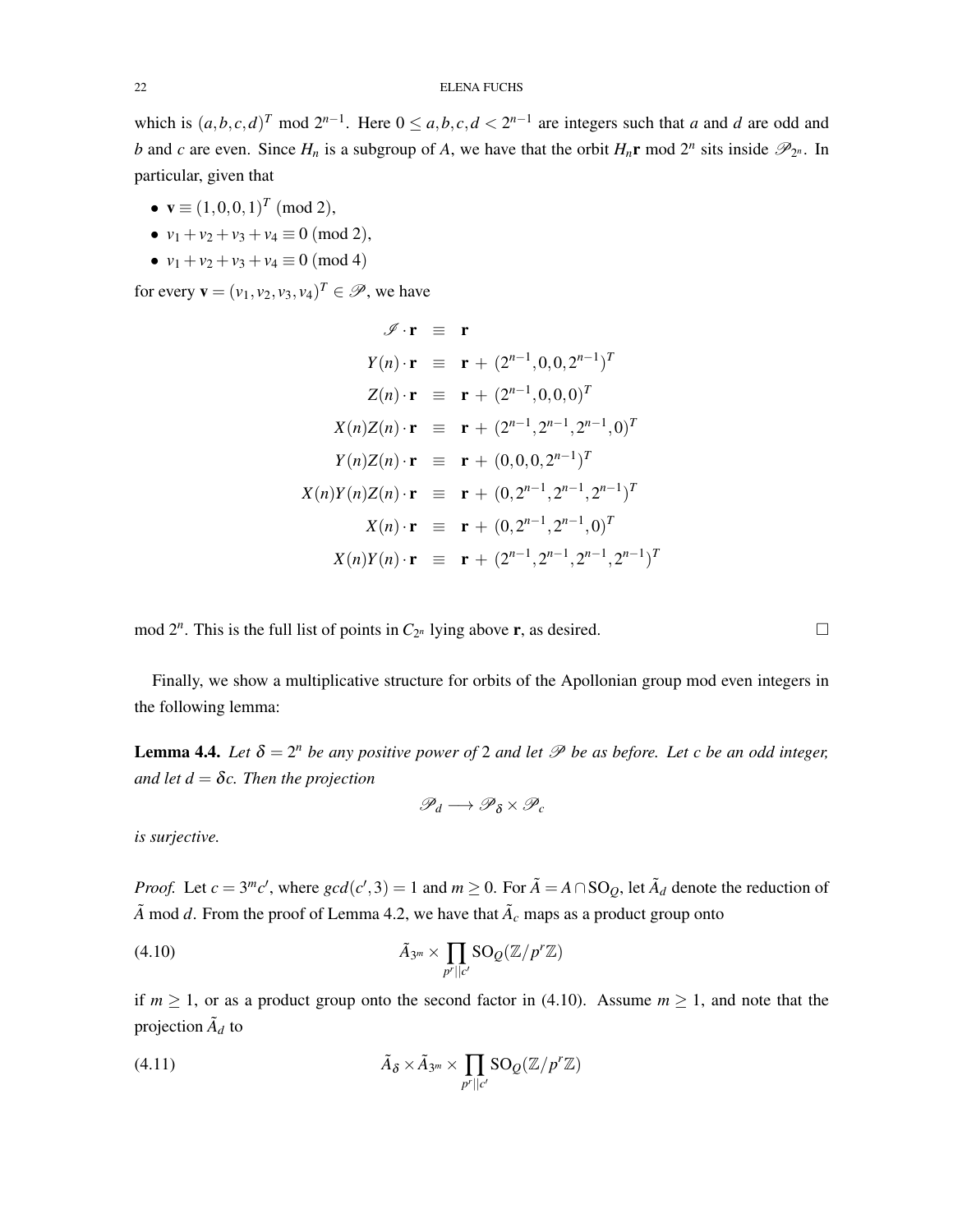which is $(a,b,c,d)^T \bmod 2^{n-1}$. Here $0 \le a,b,c,d < 2^{n-1}$ are integers such that $a$ and $d$ are odd and $b$ and $c$ are even. Since $H_n$ is a subgroup of $A$, we have that the orbit $H_n\mathbf{r} \bmod 2^n$ sits inside $\mathscr{P}_{2^n}$. In particular, given that

- $\mathbf{v} \equiv (1,0,0,1)^T \pmod 2$,
- $v_1+v_2+v_3+v_4 \equiv 0 \pmod 2$,
- $v_1+v_2+v_3+v_4 \equiv 0 \pmod 4$

for every $\mathbf{v} = (v_1,v_2,v_3,v_4)^T \in \mathscr{P}$, we have

$$
\begin{aligned}
\mathscr{I}\cdot\mathbf{r} &\equiv \mathbf{r}\\
Y(n)\cdot\mathbf{r} &\equiv \mathbf{r} + (2^{n-1},0,0,2^{n-1})^T\\
Z(n)\cdot\mathbf{r} &\equiv \mathbf{r} + (2^{n-1},0,0,0)^T\\
X(n)Z(n)\cdot\mathbf{r} &\equiv \mathbf{r} + (2^{n-1},2^{n-1},2^{n-1},0)^T\\
Y(n)Z(n)\cdot\mathbf{r} &\equiv \mathbf{r} + (0,0,0,2^{n-1})^T\\
X(n)Y(n)Z(n)\cdot\mathbf{r} &\equiv \mathbf{r} + (0,2^{n-1},2^{n-1},2^{n-1})^T\\
X(n)\cdot\mathbf{r} &\equiv \mathbf{r} + (0,2^{n-1},2^{n-1},0)^T\\
X(n)Y(n)\cdot\mathbf{r} &\equiv \mathbf{r} + (2^{n-1},2^{n-1},2^{n-1},2^{n-1})^T
\end{aligned}
$$

mod $2^n$. This is the full list of points in $C_{2^n}$ lying above $\mathbf{r}$, as desired. □

Finally, we show a multiplicative structure for orbits of the Apollonian group mod even integers in the following lemma:

**Lemma 4.4.** *Let $\delta = 2^n$ be any positive power of 2 and let $\mathscr{P}$ be as before. Let $c$ be an odd integer, and let $d = \delta c$. Then the projection*

$$\mathscr{P}_d \longrightarrow \mathscr{P}_\delta \times \mathscr{P}_c$$

*is surjective.*

*Proof.* Let $c = 3^m c'$, where $gcd(c',3) = 1$ and $m \ge 0$. For $\tilde{A} = A \cap \mathrm{SO}_Q$, let $\tilde{A}_d$ denote the reduction of $\tilde{A}$ mod $d$. From the proof of Lemma 4.2, we have that $\tilde{A}_c$ maps as a product group onto

$$\tilde{A}_{3^m} \times \prod_{p^r || c'} \mathrm{SO}_Q(\mathbb{Z}/p^r\mathbb{Z}) \tag{4.10}$$

if $m \ge 1$, or as a product group onto the second factor in (4.10). Assume $m \ge 1$, and note that the projection $\tilde{A}_d$ to

$$\tilde{A}_\delta \times \tilde{A}_{3^m} \times \prod_{p^r || c'} \mathrm{SO}_Q(\mathbb{Z}/p^r\mathbb{Z}) \tag{4.11}$$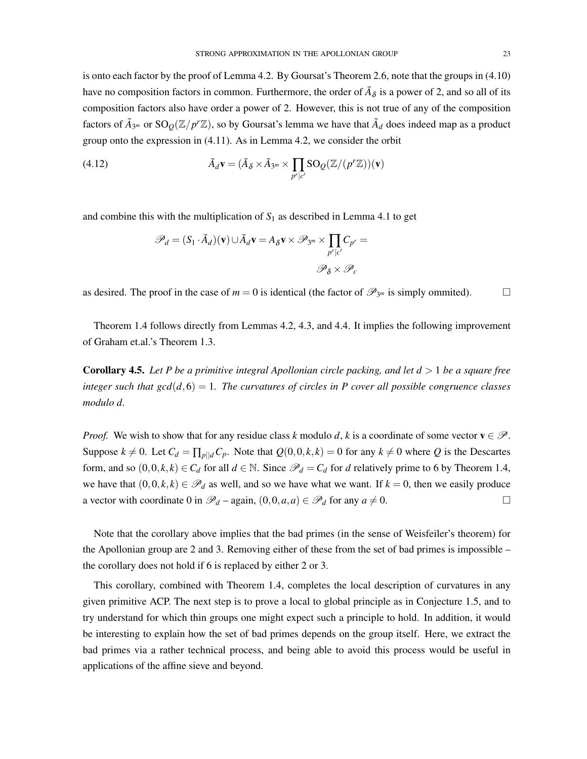is onto each factor by the proof of Lemma 4.2. By Goursat's Theorem 2.6, note that the groups in (4.10) have no composition factors in common. Furthermore, the order of $\tilde{A}_\delta$ is a power of 2, and so all of its composition factors also have order a power of 2. However, this is not true of any of the composition factors of $\tilde{A}_{3^m}$ or $\mathrm{SO}_Q(\mathbb{Z}/p^r\mathbb{Z})$, so by Goursat's lemma we have that $\tilde{A}_d$ does indeed map as a product group onto the expression in (4.11). As in Lemma 4.2, we consider the orbit

$$\tilde{A}_d\mathbf{v} = (\tilde{A}_\delta \times \tilde{A}_{3^m} \times \prod_{p^r|c'} \mathrm{SO}_Q(\mathbb{Z}/(p^r\mathbb{Z}))(\mathbf{v}) \tag{4.12}$$

and combine this with the multiplication of $S_1$ as described in Lemma 4.1 to get

$$\mathscr{P}_d = (S_1 \cdot \tilde{A}_d)(\mathbf{v}) \cup \tilde{A}_d\mathbf{v} = A_\delta\mathbf{v} \times \mathscr{P}_{3^m} \times \prod_{p^r|c'} C_{p^r} = \mathscr{P}_\delta \times \mathscr{P}_c$$

as desired. The proof in the case of $m = 0$ is identical (the factor of $\mathscr{P}_{3^m}$ is simply ommited). $\square$

Theorem 1.4 follows directly from Lemmas 4.2, 4.3, and 4.4. It implies the following improvement of Graham et.al.'s Theorem 1.3.

**Corollary 4.5.** *Let $P$ be a primitive integral Apollonian circle packing, and let $d > 1$ be a square free integer such that $gcd(d,6) = 1$. The curvatures of circles in $P$ cover all possible congruence classes modulo $d$.*

*Proof.* We wish to show that for any residue class $k$ modulo $d$, $k$ is a coordinate of some vector $\mathbf{v} \in \mathscr{P}$. Suppose $k \neq 0$. Let $C_d = \prod_{p||d} C_p$. Note that $Q(0,0,k,k) = 0$ for any $k \neq 0$ where $Q$ is the Descartes form, and so $(0,0,k,k) \in C_d$ for all $d \in \mathbb{N}$. Since $\mathscr{P}_d = C_d$ for $d$ relatively prime to 6 by Theorem 1.4, we have that $(0,0,k,k) \in \mathscr{P}_d$ as well, and so we have what we want. If $k = 0$, then we easily produce a vector with coordinate 0 in $\mathscr{P}_d$ – again, $(0,0,a,a) \in \mathscr{P}_d$ for any $a \neq 0$. $\square$

Note that the corollary above implies that the bad primes (in the sense of Weisfeiler's theorem) for the Apollonian group are 2 and 3. Removing either of these from the set of bad primes is impossible – the corollary does not hold if 6 is replaced by either 2 or 3.

This corollary, combined with Theorem 1.4, completes the local description of curvatures in any given primitive ACP. The next step is to prove a local to global principle as in Conjecture 1.5, and to try understand for which thin groups one might expect such a principle to hold. In addition, it would be interesting to explain how the set of bad primes depends on the group itself. Here, we extract the bad primes via a rather technical process, and being able to avoid this process would be useful in applications of the affine sieve and beyond.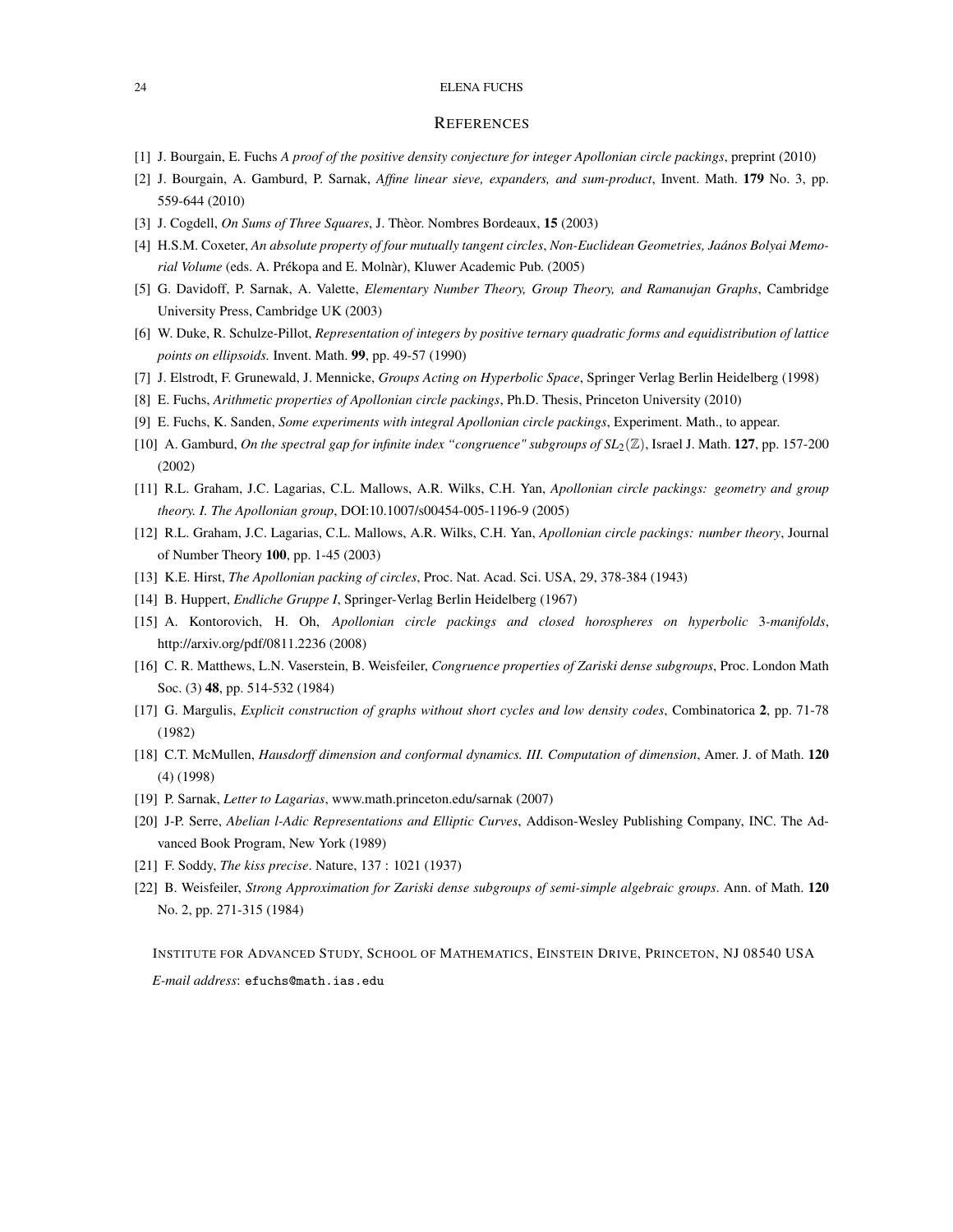## REFERENCES

[1] J. Bourgain, E. Fuchs *A proof of the positive density conjecture for integer Apollonian circle packings*, preprint (2010)

[2] J. Bourgain, A. Gamburd, P. Sarnak, *Affine linear sieve, expanders, and sum-product*, Invent. Math. **179** No. 3, pp. 559-644 (2010)

[3] J. Cogdell, *On Sums of Three Squares*, J. Thèor. Nombres Bordeaux, **15** (2003)

[4] H.S.M. Coxeter, *An absolute property of four mutually tangent circles*, *Non-Euclidean Geometries, Jaános Bolyai Memorial Volume* (eds. A. Prékopa and E. Molnàr), Kluwer Academic Pub. (2005)

[5] G. Davidoff, P. Sarnak, A. Valette, *Elementary Number Theory, Group Theory, and Ramanujan Graphs*, Cambridge University Press, Cambridge UK (2003)

[6] W. Duke, R. Schulze-Pillot, *Representation of integers by positive ternary quadratic forms and equidistribution of lattice points on ellipsoids.* Invent. Math. **99**, pp. 49-57 (1990)

[7] J. Elstrodt, F. Grunewald, J. Mennicke, *Groups Acting on Hyperbolic Space*, Springer Verlag Berlin Heidelberg (1998)

[8] E. Fuchs, *Arithmetic properties of Apollonian circle packings*, Ph.D. Thesis, Princeton University (2010)

[9] E. Fuchs, K. Sanden, *Some experiments with integral Apollonian circle packings*, Experiment. Math., to appear.

[10] A. Gamburd, *On the spectral gap for infinite index "congruence" subgroups of $SL_2(\mathbb{Z})$*, Israel J. Math. **127**, pp. 157-200 (2002)

[11] R.L. Graham, J.C. Lagarias, C.L. Mallows, A.R. Wilks, C.H. Yan, *Apollonian circle packings: geometry and group theory. I. The Apollonian group*, DOI:10.1007/s00454-005-1196-9 (2005)

[12] R.L. Graham, J.C. Lagarias, C.L. Mallows, A.R. Wilks, C.H. Yan, *Apollonian circle packings: number theory*, Journal of Number Theory **100**, pp. 1-45 (2003)

[13] K.E. Hirst, *The Apollonian packing of circles*, Proc. Nat. Acad. Sci. USA, 29, 378-384 (1943)

[14] B. Huppert, *Endliche Gruppe I*, Springer-Verlag Berlin Heidelberg (1967)

[15] A. Kontorovich, H. Oh, *Apollonian circle packings and closed horospheres on hyperbolic 3-manifolds*, http://arxiv.org/pdf/0811.2236 (2008)

[16] C. R. Matthews, L.N. Vaserstein, B. Weisfeiler, *Congruence properties of Zariski dense subgroups*, Proc. London Math Soc. (3) **48**, pp. 514-532 (1984)

[17] G. Margulis, *Explicit construction of graphs without short cycles and low density codes*, Combinatorica **2**, pp. 71-78 (1982)

[18] C.T. McMullen, *Hausdorff dimension and conformal dynamics. III. Computation of dimension*, Amer. J. of Math. **120** (4) (1998)

[19] P. Sarnak, *Letter to Lagarias*, www.math.princeton.edu/sarnak (2007)

[20] J-P. Serre, *Abelian l-Adic Representations and Elliptic Curves*, Addison-Wesley Publishing Company, INC. The Advanced Book Program, New York (1989)

[21] F. Soddy, *The kiss precise*. Nature, 137 : 1021 (1937)

[22] B. Weisfeiler, *Strong Approximation for Zariski dense subgroups of semi-simple algebraic groups*. Ann. of Math. **120** No. 2, pp. 271-315 (1984)

INSTITUTE FOR ADVANCED STUDY, SCHOOL OF MATHEMATICS, EINSTEIN DRIVE, PRINCETON, NJ 08540 USA

*E-mail address*: efuchs@math.ias.edu